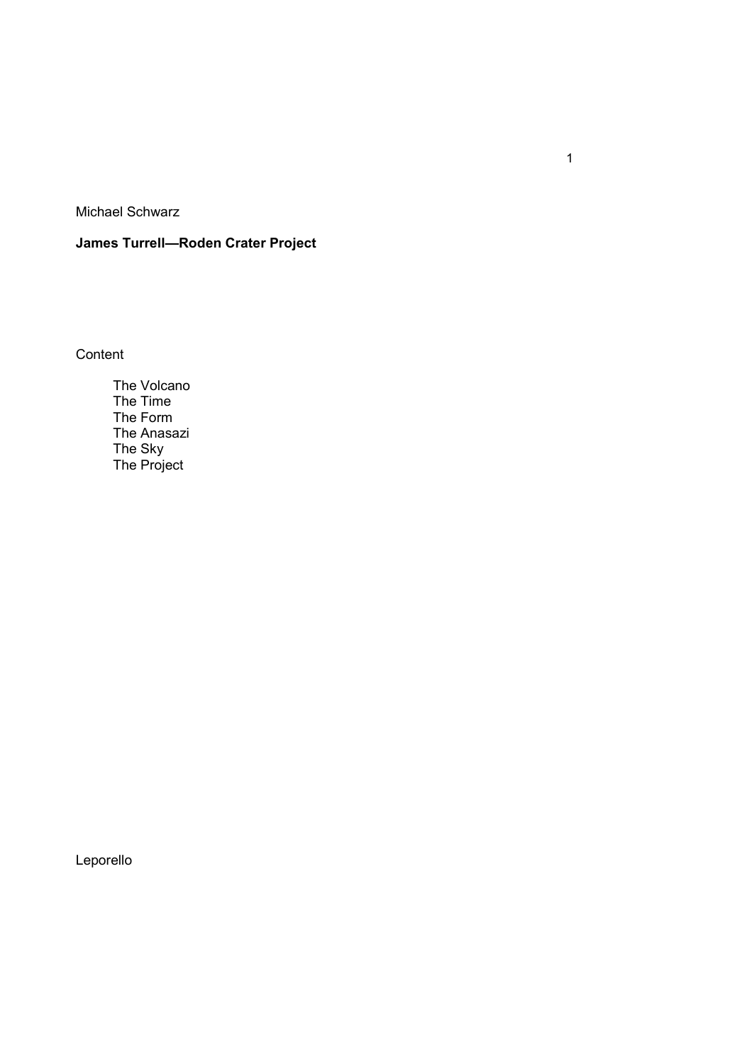Michael Schwarz

**James Turrell—Roden Crater Project**

Content

- The Volcano
- The Time
- The Form
- The Anasazi
- The Sky
- The Project

Leporello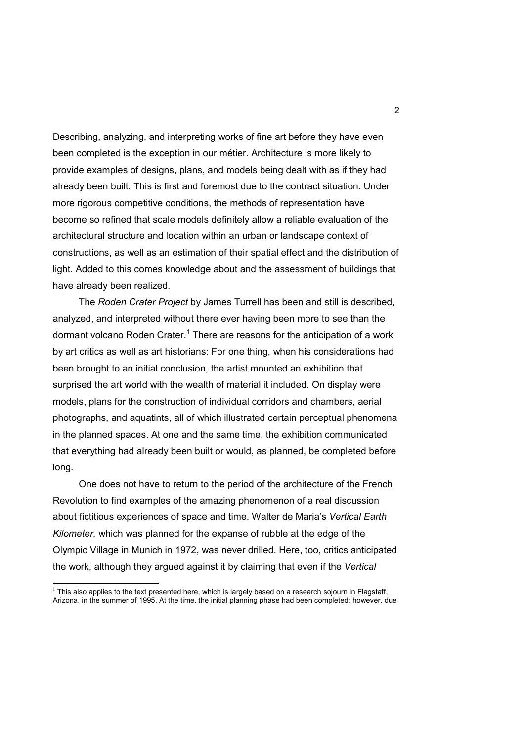Describing, analyzing, and interpreting works of fine art before they have even been completed is the exception in our métier. Architecture is more likely to provide examples of designs, plans, and models being dealt with as if they had already been built. This is first and foremost due to the contract situation. Under more rigorous competitive conditions, the methods of representation have become so refined that scale models definitely allow a reliable evaluation of the architectural structure and location within an urban or landscape context of constructions, as well as an estimation of their spatial effect and the distribution of light. Added to this comes knowledge about and the assessment of buildings that have already been realized.

The *Roden Crater Project* by James Turrell has been and still is described, analyzed, and interpreted without there ever having been more to see than the dormant volcano Roden Crater.[1] There are reasons for the anticipation of a work by art critics as well as art historians: For one thing, when his considerations had been brought to an initial conclusion, the artist mounted an exhibition that surprised the art world with the wealth of material it included. On display were models, plans for the construction of individual corridors and chambers, aerial photographs, and aquatints, all of which illustrated certain perceptual phenomena in the planned spaces. At one and the same time, the exhibition communicated that everything had already been built or would, as planned, be completed before long.

One does not have to return to the period of the architecture of the French Revolution to find examples of the amazing phenomenon of a real discussion about fictitious experiences of space and time. Walter de Maria's *Vertical Earth Kilometer,* which was planned for the expanse of rubble at the edge of the Olympic Village in Munich in 1972, was never drilled. Here, too, critics anticipated the work, although they argued against it by claiming that even if the *Vertical*

[1] This also applies to the text presented here, which is largely based on a research sojourn in Flagstaff, Arizona, in the summer of 1995. At the time, the initial planning phase had been completed; however, due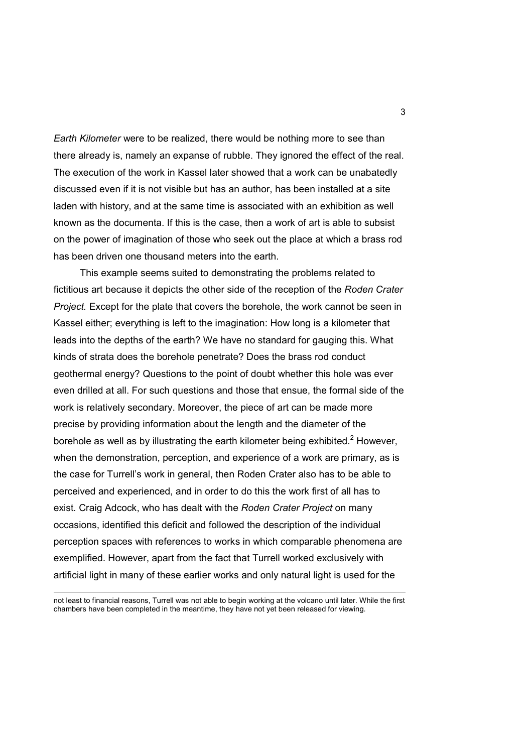*Earth Kilometer* were to be realized, there would be nothing more to see than there already is, namely an expanse of rubble. They ignored the effect of the real. The execution of the work in Kassel later showed that a work can be unabatedly discussed even if it is not visible but has an author, has been installed at a site laden with history, and at the same time is associated with an exhibition as well known as the documenta. If this is the case, then a work of art is able to subsist on the power of imagination of those who seek out the place at which a brass rod has been driven one thousand meters into the earth.

This example seems suited to demonstrating the problems related to fictitious art because it depicts the other side of the reception of the *Roden Crater Project.* Except for the plate that covers the borehole, the work cannot be seen in Kassel either; everything is left to the imagination: How long is a kilometer that leads into the depths of the earth? We have no standard for gauging this. What kinds of strata does the borehole penetrate? Does the brass rod conduct geothermal energy? Questions to the point of doubt whether this hole was ever even drilled at all. For such questions and those that ensue, the formal side of the work is relatively secondary. Moreover, the piece of art can be made more precise by providing information about the length and the diameter of the borehole as well as by illustrating the earth kilometer being exhibited.[2] However, when the demonstration, perception, and experience of a work are primary, as is the case for Turrell's work in general, then Roden Crater also has to be able to perceived and experienced, and in order to do this the work first of all has to exist. Craig Adcock, who has dealt with the *Roden Crater Project* on many occasions, identified this deficit and followed the description of the individual perception spaces with references to works in which comparable phenomena are exemplified. However, apart from the fact that Turrell worked exclusively with artificial light in many of these earlier works and only natural light is used for the

---

not least to financial reasons, Turrell was not able to begin working at the volcano until later. While the first chambers have been completed in the meantime, they have not yet been released for viewing.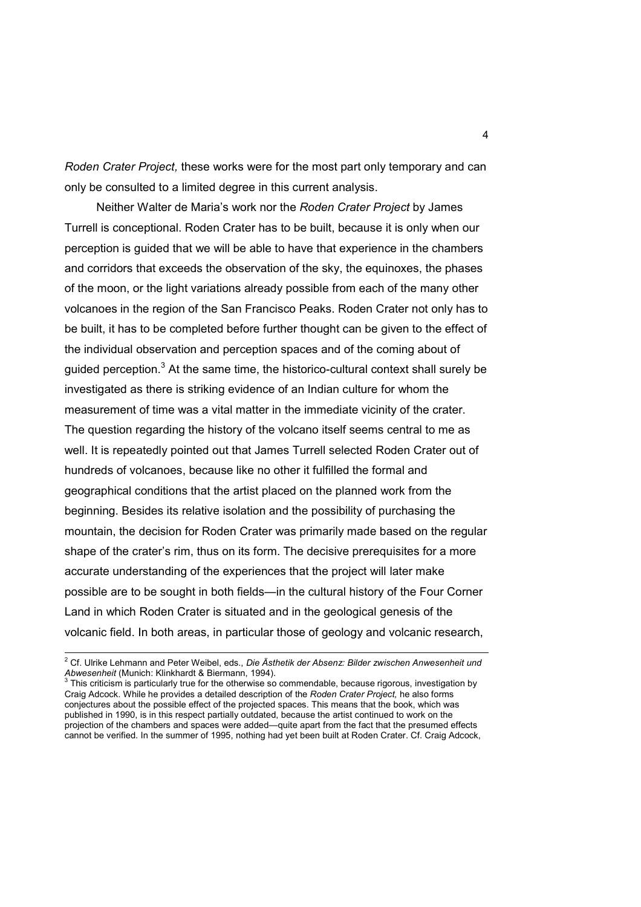*Roden Crater Project,* these works were for the most part only temporary and can only be consulted to a limited degree in this current analysis.

Neither Walter de Maria's work nor the *Roden Crater Project* by James Turrell is conceptional. Roden Crater has to be built, because it is only when our perception is guided that we will be able to have that experience in the chambers and corridors that exceeds the observation of the sky, the equinoxes, the phases of the moon, or the light variations already possible from each of the many other volcanoes in the region of the San Francisco Peaks. Roden Crater not only has to be built, it has to be completed before further thought can be given to the effect of the individual observation and perception spaces and of the coming about of guided perception.[3] At the same time, the historico-cultural context shall surely be investigated as there is striking evidence of an Indian culture for whom the measurement of time was a vital matter in the immediate vicinity of the crater. The question regarding the history of the volcano itself seems central to me as well. It is repeatedly pointed out that James Turrell selected Roden Crater out of hundreds of volcanoes, because like no other it fulfilled the formal and geographical conditions that the artist placed on the planned work from the beginning. Besides its relative isolation and the possibility of purchasing the mountain, the decision for Roden Crater was primarily made based on the regular shape of the crater's rim, thus on its form. The decisive prerequisites for a more accurate understanding of the experiences that the project will later make possible are to be sought in both fields—in the cultural history of the Four Corner Land in which Roden Crater is situated and in the geological genesis of the volcanic field. In both areas, in particular those of geology and volcanic research,

---

[2] Cf. Ulrike Lehmann and Peter Weibel, eds., *Die Ästhetik der Absenz: Bilder zwischen Anwesenheit und Abwesenheit* (Munich: Klinkhardt & Biermann, 1994).

[3] This criticism is particularly true for the otherwise so commendable, because rigorous, investigation by Craig Adcock. While he provides a detailed description of the *Roden Crater Project,* he also forms conjectures about the possible effect of the projected spaces. This means that the book, which was published in 1990, is in this respect partially outdated, because the artist continued to work on the projection of the chambers and spaces were added—quite apart from the fact that the presumed effects cannot be verified. In the summer of 1995, nothing had yet been built at Roden Crater. Cf. Craig Adcock,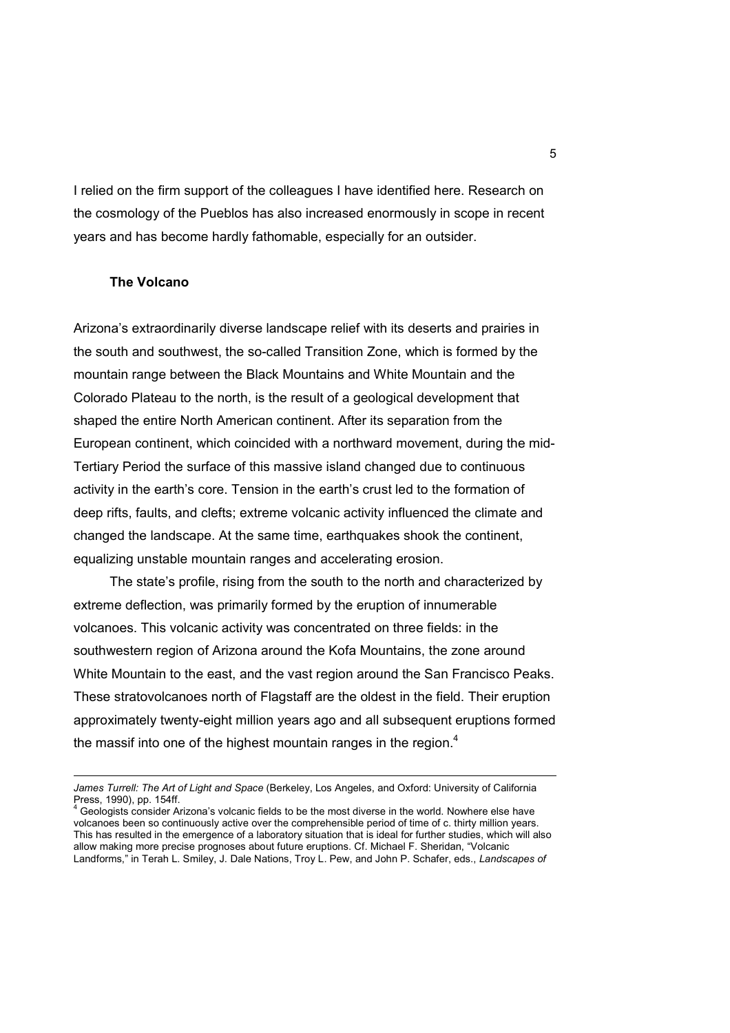I relied on the firm support of the colleagues I have identified here. Research on the cosmology of the Pueblos has also increased enormously in scope in recent years and has become hardly fathomable, especially for an outsider.

## The Volcano

Arizona's extraordinarily diverse landscape relief with its deserts and prairies in the south and southwest, the so-called Transition Zone, which is formed by the mountain range between the Black Mountains and White Mountain and the Colorado Plateau to the north, is the result of a geological development that shaped the entire North American continent. After its separation from the European continent, which coincided with a northward movement, during the mid-Tertiary Period the surface of this massive island changed due to continuous activity in the earth's core. Tension in the earth's crust led to the formation of deep rifts, faults, and clefts; extreme volcanic activity influenced the climate and changed the landscape. At the same time, earthquakes shook the continent, equalizing unstable mountain ranges and accelerating erosion.

The state's profile, rising from the south to the north and characterized by extreme deflection, was primarily formed by the eruption of innumerable volcanoes. This volcanic activity was concentrated on three fields: in the southwestern region of Arizona around the Kofa Mountains, the zone around White Mountain to the east, and the vast region around the San Francisco Peaks. These stratovolcanoes north of Flagstaff are the oldest in the field. Their eruption approximately twenty-eight million years ago and all subsequent eruptions formed the massif into one of the highest mountain ranges in the region.[4]

---

*James Turrell: The Art of Light and Space* (Berkeley, Los Angeles, and Oxford: University of California Press, 1990), pp. 154ff.

[4] Geologists consider Arizona's volcanic fields to be the most diverse in the world. Nowhere else have volcanoes been so continuously active over the comprehensible period of time of c. thirty million years. This has resulted in the emergence of a laboratory situation that is ideal for further studies, which will also allow making more precise prognoses about future eruptions. Cf. Michael F. Sheridan, "Volcanic Landforms," in Terah L. Smiley, J. Dale Nations, Troy L. Pew, and John P. Schafer, eds., *Landscapes of*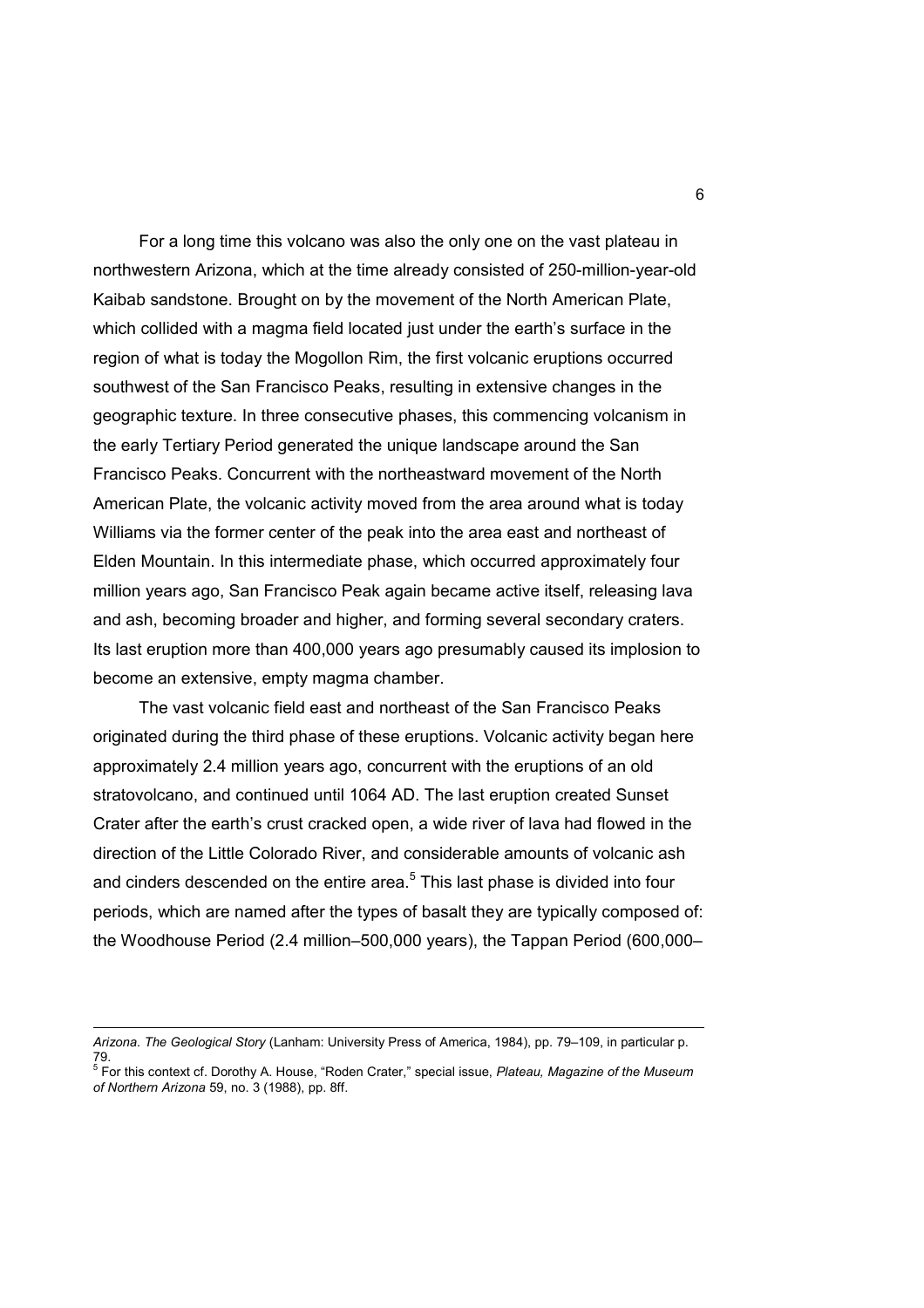For a long time this volcano was also the only one on the vast plateau in northwestern Arizona, which at the time already consisted of 250-million-year-old Kaibab sandstone. Brought on by the movement of the North American Plate, which collided with a magma field located just under the earth's surface in the region of what is today the Mogollon Rim, the first volcanic eruptions occurred southwest of the San Francisco Peaks, resulting in extensive changes in the geographic texture. In three consecutive phases, this commencing volcanism in the early Tertiary Period generated the unique landscape around the San Francisco Peaks. Concurrent with the northeastward movement of the North American Plate, the volcanic activity moved from the area around what is today Williams via the former center of the peak into the area east and northeast of Elden Mountain. In this intermediate phase, which occurred approximately four million years ago, San Francisco Peak again became active itself, releasing lava and ash, becoming broader and higher, and forming several secondary craters. Its last eruption more than 400,000 years ago presumably caused its implosion to become an extensive, empty magma chamber.

The vast volcanic field east and northeast of the San Francisco Peaks originated during the third phase of these eruptions. Volcanic activity began here approximately 2.4 million years ago, concurrent with the eruptions of an old stratovolcano, and continued until 1064 AD. The last eruption created Sunset Crater after the earth's crust cracked open, a wide river of lava had flowed in the direction of the Little Colorado River, and considerable amounts of volcanic ash and cinders descended on the entire area.[5] This last phase is divided into four periods, which are named after the types of basalt they are typically composed of: the Woodhouse Period (2.4 million–500,000 years), the Tappan Period (600,000–

---

*Arizona. The Geological Story* (Lanham: University Press of America, 1984), pp. 79–109, in particular p. 79.

[5] For this context cf. Dorothy A. House, "Roden Crater," special issue, *Plateau, Magazine of the Museum of Northern Arizona* 59, no. 3 (1988), pp. 8ff.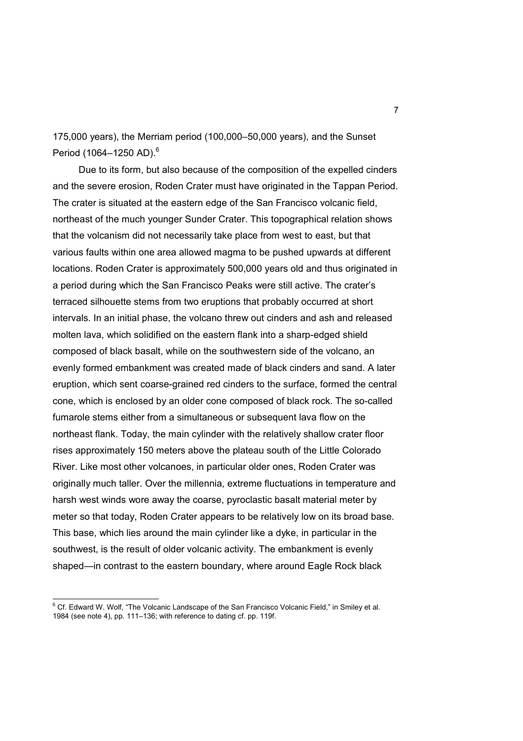175,000 years), the Merriam period (100,000–50,000 years), and the Sunset Period (1064–1250 AD).[6]

Due to its form, but also because of the composition of the expelled cinders and the severe erosion, Roden Crater must have originated in the Tappan Period. The crater is situated at the eastern edge of the San Francisco volcanic field, northeast of the much younger Sunder Crater. This topographical relation shows that the volcanism did not necessarily take place from west to east, but that various faults within one area allowed magma to be pushed upwards at different locations. Roden Crater is approximately 500,000 years old and thus originated in a period during which the San Francisco Peaks were still active. The crater's terraced silhouette stems from two eruptions that probably occurred at short intervals. In an initial phase, the volcano threw out cinders and ash and released molten lava, which solidified on the eastern flank into a sharp-edged shield composed of black basalt, while on the southwestern side of the volcano, an evenly formed embankment was created made of black cinders and sand. A later eruption, which sent coarse-grained red cinders to the surface, formed the central cone, which is enclosed by an older cone composed of black rock. The so-called fumarole stems either from a simultaneous or subsequent lava flow on the northeast flank. Today, the main cylinder with the relatively shallow crater floor rises approximately 150 meters above the plateau south of the Little Colorado River. Like most other volcanoes, in particular older ones, Roden Crater was originally much taller. Over the millennia, extreme fluctuations in temperature and harsh west winds wore away the coarse, pyroclastic basalt material meter by meter so that today, Roden Crater appears to be relatively low on its broad base. This base, which lies around the main cylinder like a dyke, in particular in the southwest, is the result of older volcanic activity. The embankment is evenly shaped—in contrast to the eastern boundary, where around Eagle Rock black

---

[6] Cf. Edward W. Wolf, "The Volcanic Landscape of the San Francisco Volcanic Field," in Smiley et al. 1984 (see note 4), pp. 111–136; with reference to dating cf. pp. 119f.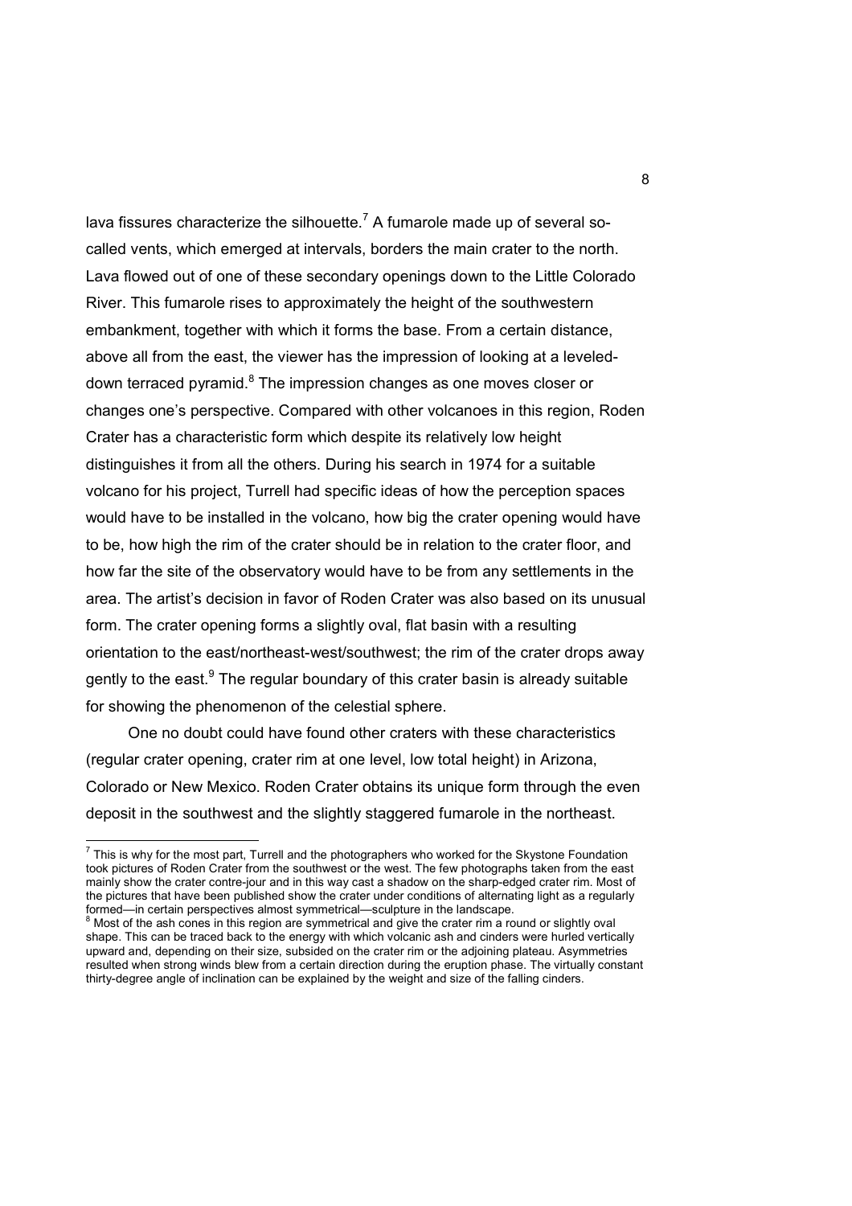lava fissures characterize the silhouette.[7] A fumarole made up of several so-called vents, which emerged at intervals, borders the main crater to the north. Lava flowed out of one of these secondary openings down to the Little Colorado River. This fumarole rises to approximately the height of the southwestern embankment, together with which it forms the base. From a certain distance, above all from the east, the viewer has the impression of looking at a leveled-down terraced pyramid.[8] The impression changes as one moves closer or changes one's perspective. Compared with other volcanoes in this region, Roden Crater has a characteristic form which despite its relatively low height distinguishes it from all the others. During his search in 1974 for a suitable volcano for his project, Turrell had specific ideas of how the perception spaces would have to be installed in the volcano, how big the crater opening would have to be, how high the rim of the crater should be in relation to the crater floor, and how far the site of the observatory would have to be from any settlements in the area. The artist's decision in favor of Roden Crater was also based on its unusual form. The crater opening forms a slightly oval, flat basin with a resulting orientation to the east/northeast-west/southwest; the rim of the crater drops away gently to the east.[9] The regular boundary of this crater basin is already suitable for showing the phenomenon of the celestial sphere.

One no doubt could have found other craters with these characteristics (regular crater opening, crater rim at one level, low total height) in Arizona, Colorado or New Mexico. Roden Crater obtains its unique form through the even deposit in the southwest and the slightly staggered fumarole in the northeast.

---

[7] This is why for the most part, Turrell and the photographers who worked for the Skystone Foundation took pictures of Roden Crater from the southwest or the west. The few photographs taken from the east mainly show the crater contre-jour and in this way cast a shadow on the sharp-edged crater rim. Most of the pictures that have been published show the crater under conditions of alternating light as a regularly formed—in certain perspectives almost symmetrical—sculpture in the landscape.

[8] Most of the ash cones in this region are symmetrical and give the crater rim a round or slightly oval shape. This can be traced back to the energy with which volcanic ash and cinders were hurled vertically upward and, depending on their size, subsided on the crater rim or the adjoining plateau. Asymmetries resulted when strong winds blew from a certain direction during the eruption phase. The virtually constant thirty-degree angle of inclination can be explained by the weight and size of the falling cinders.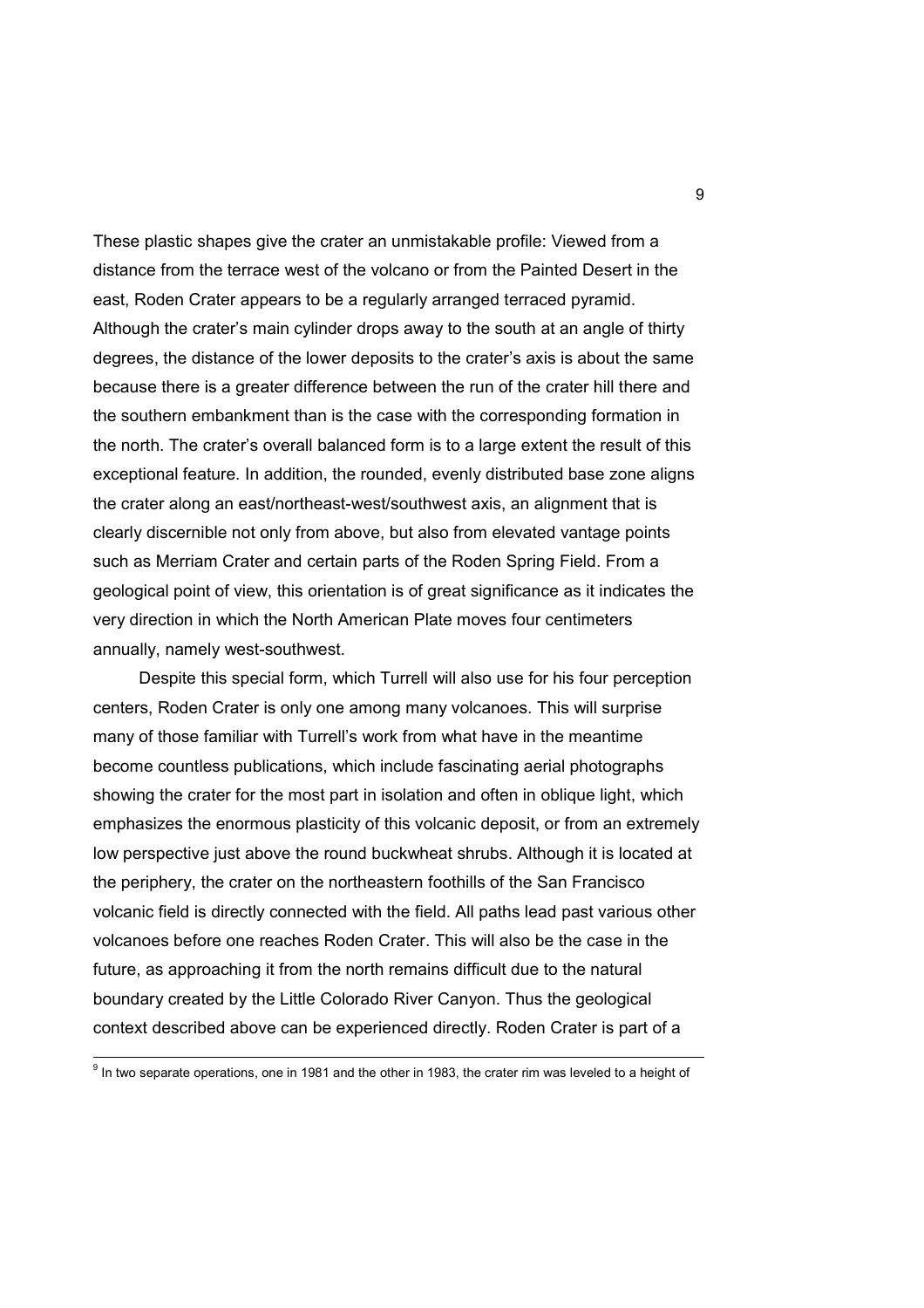These plastic shapes give the crater an unmistakable profile: Viewed from a distance from the terrace west of the volcano or from the Painted Desert in the east, Roden Crater appears to be a regularly arranged terraced pyramid. Although the crater's main cylinder drops away to the south at an angle of thirty degrees, the distance of the lower deposits to the crater's axis is about the same because there is a greater difference between the run of the crater hill there and the southern embankment than is the case with the corresponding formation in the north. The crater's overall balanced form is to a large extent the result of this exceptional feature. In addition, the rounded, evenly distributed base zone aligns the crater along an east/northeast-west/southwest axis, an alignment that is clearly discernible not only from above, but also from elevated vantage points such as Merriam Crater and certain parts of the Roden Spring Field. From a geological point of view, this orientation is of great significance as it indicates the very direction in which the North American Plate moves four centimeters annually, namely west-southwest.

Despite this special form, which Turrell will also use for his four perception centers, Roden Crater is only one among many volcanoes. This will surprise many of those familiar with Turrell's work from what have in the meantime become countless publications, which include fascinating aerial photographs showing the crater for the most part in isolation and often in oblique light, which emphasizes the enormous plasticity of this volcanic deposit, or from an extremely low perspective just above the round buckwheat shrubs. Although it is located at the periphery, the crater on the northeastern foothills of the San Francisco volcanic field is directly connected with the field. All paths lead past various other volcanoes before one reaches Roden Crater. This will also be the case in the future, as approaching it from the north remains difficult due to the natural boundary created by the Little Colorado River Canyon. Thus the geological context described above can be experienced directly. Roden Crater is part of a

---

[9] In two separate operations, one in 1981 and the other in 1983, the crater rim was leveled to a height of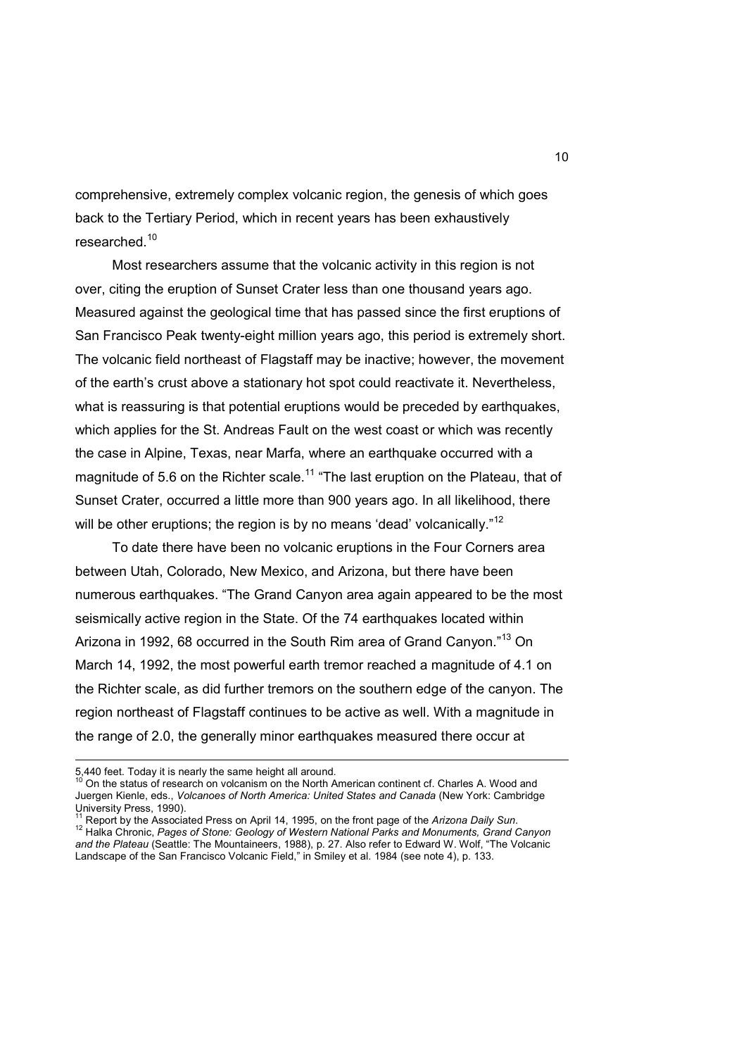comprehensive, extremely complex volcanic region, the genesis of which goes back to the Tertiary Period, which in recent years has been exhaustively researched.[10]

Most researchers assume that the volcanic activity in this region is not over, citing the eruption of Sunset Crater less than one thousand years ago. Measured against the geological time that has passed since the first eruptions of San Francisco Peak twenty-eight million years ago, this period is extremely short. The volcanic field northeast of Flagstaff may be inactive; however, the movement of the earth's crust above a stationary hot spot could reactivate it. Nevertheless, what is reassuring is that potential eruptions would be preceded by earthquakes, which applies for the St. Andreas Fault on the west coast or which was recently the case in Alpine, Texas, near Marfa, where an earthquake occurred with a magnitude of 5.6 on the Richter scale.[11] "The last eruption on the Plateau, that of Sunset Crater, occurred a little more than 900 years ago. In all likelihood, there will be other eruptions; the region is by no means 'dead' volcanically."[12]

To date there have been no volcanic eruptions in the Four Corners area between Utah, Colorado, New Mexico, and Arizona, but there have been numerous earthquakes. "The Grand Canyon area again appeared to be the most seismically active region in the State. Of the 74 earthquakes located within Arizona in 1992, 68 occurred in the South Rim area of Grand Canyon."[13] On March 14, 1992, the most powerful earth tremor reached a magnitude of 4.1 on the Richter scale, as did further tremors on the southern edge of the canyon. The region northeast of Flagstaff continues to be active as well. With a magnitude in the range of 2.0, the generally minor earthquakes measured there occur at

---

5,440 feet. Today it is nearly the same height all around.

[10] On the status of research on volcanism on the North American continent cf. Charles A. Wood and Juergen Kienle, eds., *Volcanoes of North America: United States and Canada* (New York: Cambridge University Press, 1990).

[11] Report by the Associated Press on April 14, 1995, on the front page of the *Arizona Daily Sun*.

[12] Halka Chronic, *Pages of Stone: Geology of Western National Parks and Monuments, Grand Canyon and the Plateau* (Seattle: The Mountaineers, 1988), p. 27. Also refer to Edward W. Wolf, "The Volcanic Landscape of the San Francisco Volcanic Field," in Smiley et al. 1984 (see note 4), p. 133.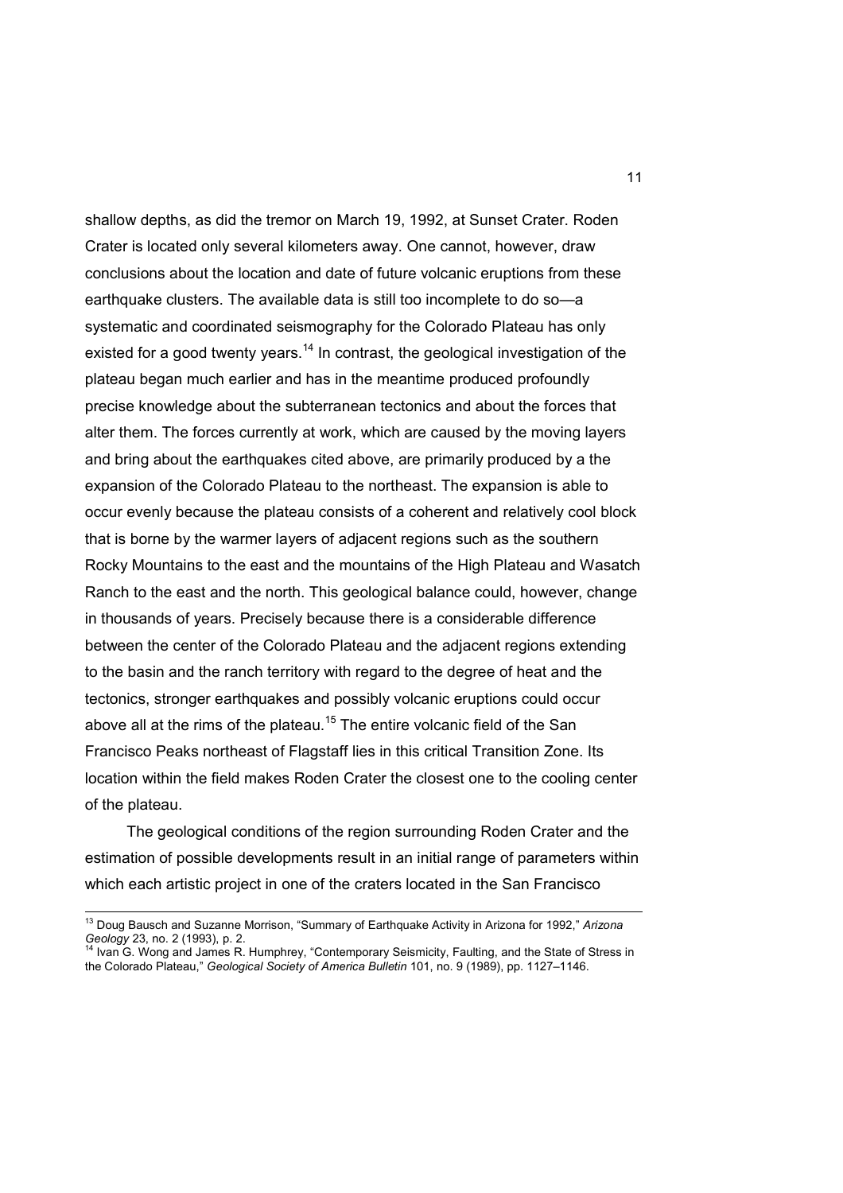shallow depths, as did the tremor on March 19, 1992, at Sunset Crater. Roden Crater is located only several kilometers away. One cannot, however, draw conclusions about the location and date of future volcanic eruptions from these earthquake clusters. The available data is still too incomplete to do so—a systematic and coordinated seismography for the Colorado Plateau has only existed for a good twenty years.[14] In contrast, the geological investigation of the plateau began much earlier and has in the meantime produced profoundly precise knowledge about the subterranean tectonics and about the forces that alter them. The forces currently at work, which are caused by the moving layers and bring about the earthquakes cited above, are primarily produced by a the expansion of the Colorado Plateau to the northeast. The expansion is able to occur evenly because the plateau consists of a coherent and relatively cool block that is borne by the warmer layers of adjacent regions such as the southern Rocky Mountains to the east and the mountains of the High Plateau and Wasatch Ranch to the east and the north. This geological balance could, however, change in thousands of years. Precisely because there is a considerable difference between the center of the Colorado Plateau and the adjacent regions extending to the basin and the ranch territory with regard to the degree of heat and the tectonics, stronger earthquakes and possibly volcanic eruptions could occur above all at the rims of the plateau.[15] The entire volcanic field of the San Francisco Peaks northeast of Flagstaff lies in this critical Transition Zone. Its location within the field makes Roden Crater the closest one to the cooling center of the plateau.

The geological conditions of the region surrounding Roden Crater and the estimation of possible developments result in an initial range of parameters within which each artistic project in one of the craters located in the San Francisco

---

[13] Doug Bausch and Suzanne Morrison, "Summary of Earthquake Activity in Arizona for 1992," *Arizona Geology* 23, no. 2 (1993), p. 2.

[14] Ivan G. Wong and James R. Humphrey, "Contemporary Seismicity, Faulting, and the State of Stress in the Colorado Plateau," *Geological Society of America Bulletin* 101, no. 9 (1989), pp. 1127–1146.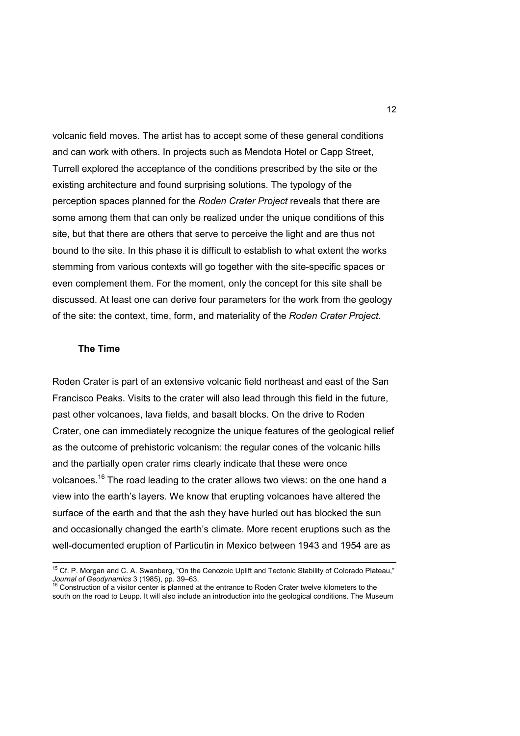volcanic field moves. The artist has to accept some of these general conditions and can work with others. In projects such as Mendota Hotel or Capp Street, Turrell explored the acceptance of the conditions prescribed by the site or the existing architecture and found surprising solutions. The typology of the perception spaces planned for the *Roden Crater Project* reveals that there are some among them that can only be realized under the unique conditions of this site, but that there are others that serve to perceive the light and are thus not bound to the site. In this phase it is difficult to establish to what extent the works stemming from various contexts will go together with the site-specific spaces or even complement them. For the moment, only the concept for this site shall be discussed. At least one can derive four parameters for the work from the geology of the site: the context, time, form, and materiality of the *Roden Crater Project*.

### The Time

Roden Crater is part of an extensive volcanic field northeast and east of the San Francisco Peaks. Visits to the crater will also lead through this field in the future, past other volcanoes, lava fields, and basalt blocks. On the drive to Roden Crater, one can immediately recognize the unique features of the geological relief as the outcome of prehistoric volcanism: the regular cones of the volcanic hills and the partially open crater rims clearly indicate that these were once volcanoes.[16] The road leading to the crater allows two views: on the one hand a view into the earth's layers. We know that erupting volcanoes have altered the surface of the earth and that the ash they have hurled out has blocked the sun and occasionally changed the earth's climate. More recent eruptions such as the well-documented eruption of Particutin in Mexico between 1943 and 1954 are as

---

[15] Cf. P. Morgan and C. A. Swanberg, "On the Cenozoic Uplift and Tectonic Stability of Colorado Plateau," *Journal of Geodynamics* 3 (1985), pp. 39–63.

[16] Construction of a visitor center is planned at the entrance to Roden Crater twelve kilometers to the south on the road to Leupp. It will also include an introduction into the geological conditions. The Museum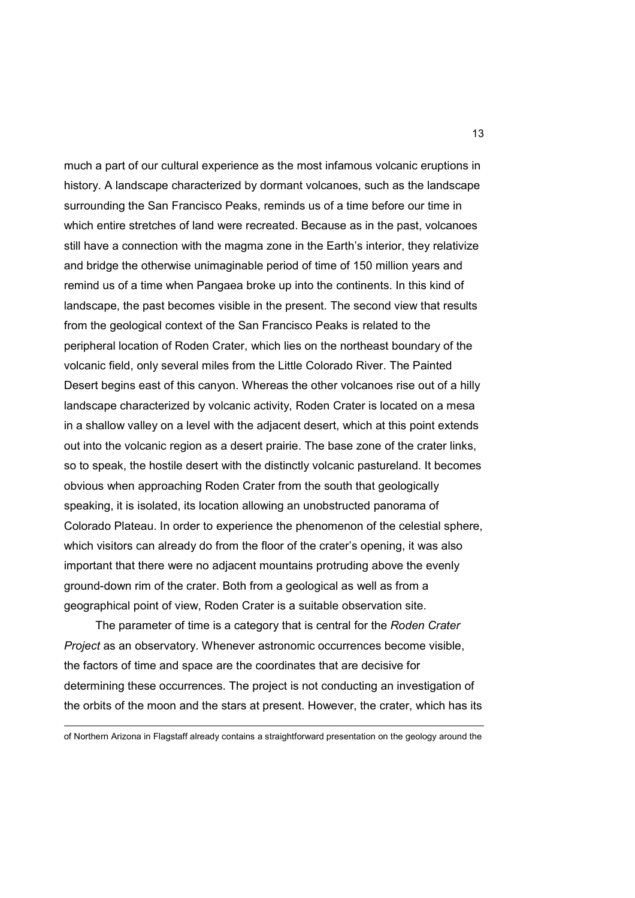much a part of our cultural experience as the most infamous volcanic eruptions in history. A landscape characterized by dormant volcanoes, such as the landscape surrounding the San Francisco Peaks, reminds us of a time before our time in which entire stretches of land were recreated. Because as in the past, volcanoes still have a connection with the magma zone in the Earth's interior, they relativize and bridge the otherwise unimaginable period of time of 150 million years and remind us of a time when Pangaea broke up into the continents. In this kind of landscape, the past becomes visible in the present. The second view that results from the geological context of the San Francisco Peaks is related to the peripheral location of Roden Crater, which lies on the northeast boundary of the volcanic field, only several miles from the Little Colorado River. The Painted Desert begins east of this canyon. Whereas the other volcanoes rise out of a hilly landscape characterized by volcanic activity, Roden Crater is located on a mesa in a shallow valley on a level with the adjacent desert, which at this point extends out into the volcanic region as a desert prairie. The base zone of the crater links, so to speak, the hostile desert with the distinctly volcanic pastureland. It becomes obvious when approaching Roden Crater from the south that geologically speaking, it is isolated, its location allowing an unobstructed panorama of Colorado Plateau. In order to experience the phenomenon of the celestial sphere, which visitors can already do from the floor of the crater's opening, it was also important that there were no adjacent mountains protruding above the evenly ground-down rim of the crater. Both from a geological as well as from a geographical point of view, Roden Crater is a suitable observation site.

The parameter of time is a category that is central for the *Roden Crater Project* as an observatory. Whenever astronomic occurrences become visible, the factors of time and space are the coordinates that are decisive for determining these occurrences. The project is not conducting an investigation of the orbits of the moon and the stars at present. However, the crater, which has its

---

of Northern Arizona in Flagstaff already contains a straightforward presentation on the geology around the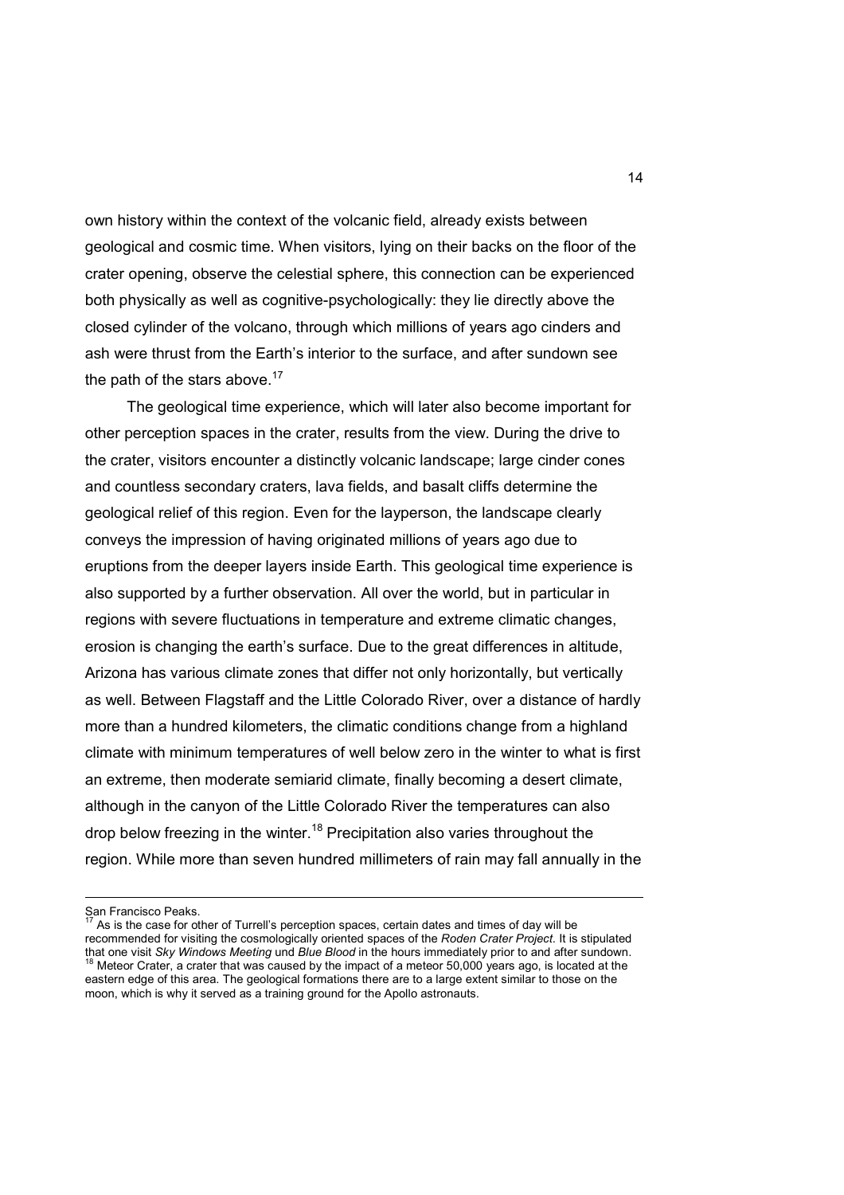own history within the context of the volcanic field, already exists between geological and cosmic time. When visitors, lying on their backs on the floor of the crater opening, observe the celestial sphere, this connection can be experienced both physically as well as cognitive-psychologically: they lie directly above the closed cylinder of the volcano, through which millions of years ago cinders and ash were thrust from the Earth's interior to the surface, and after sundown see the path of the stars above.[17]

The geological time experience, which will later also become important for other perception spaces in the crater, results from the view. During the drive to the crater, visitors encounter a distinctly volcanic landscape; large cinder cones and countless secondary craters, lava fields, and basalt cliffs determine the geological relief of this region. Even for the layperson, the landscape clearly conveys the impression of having originated millions of years ago due to eruptions from the deeper layers inside Earth. This geological time experience is also supported by a further observation. All over the world, but in particular in regions with severe fluctuations in temperature and extreme climatic changes, erosion is changing the earth's surface. Due to the great differences in altitude, Arizona has various climate zones that differ not only horizontally, but vertically as well. Between Flagstaff and the Little Colorado River, over a distance of hardly more than a hundred kilometers, the climatic conditions change from a highland climate with minimum temperatures of well below zero in the winter to what is first an extreme, then moderate semiarid climate, finally becoming a desert climate, although in the canyon of the Little Colorado River the temperatures can also drop below freezing in the winter.[18] Precipitation also varies throughout the region. While more than seven hundred millimeters of rain may fall annually in the

---

San Francisco Peaks.

[17] As is the case for other of Turrell's perception spaces, certain dates and times of day will be recommended for visiting the cosmologically oriented spaces of the *Roden Crater Project*. It is stipulated that one visit *Sky Windows Meeting* und *Blue Blood* in the hours immediately prior to and after sundown.

[18] Meteor Crater, a crater that was caused by the impact of a meteor 50,000 years ago, is located at the eastern edge of this area. The geological formations there are to a large extent similar to those on the moon, which is why it served as a training ground for the Apollo astronauts.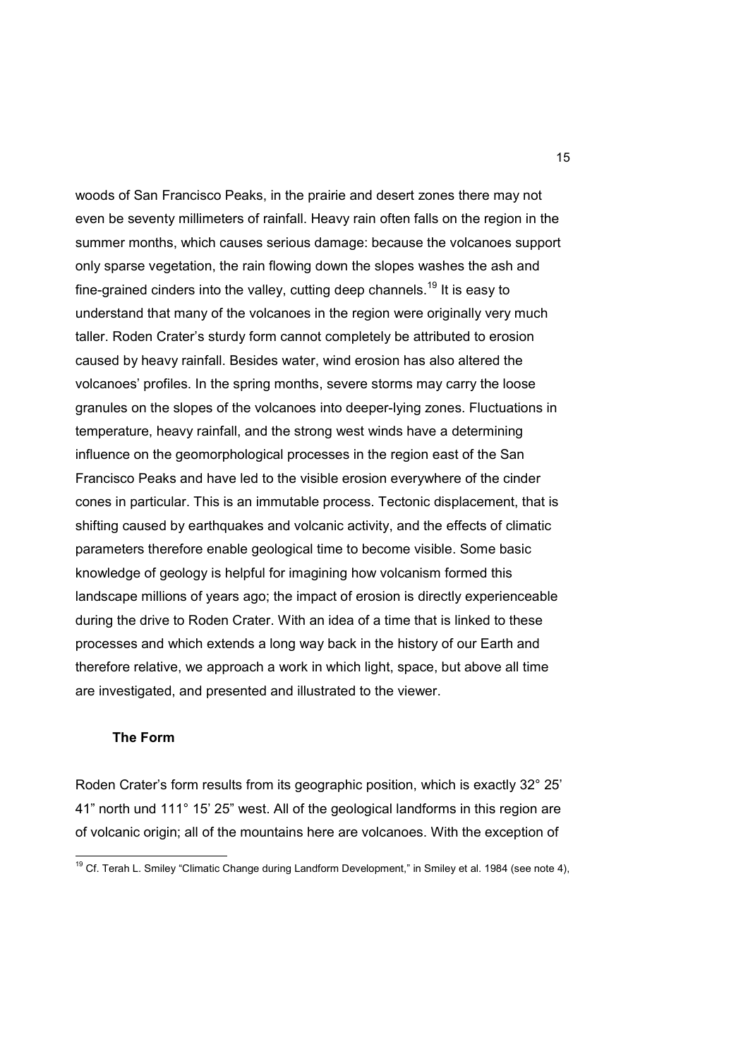woods of San Francisco Peaks, in the prairie and desert zones there may not even be seventy millimeters of rainfall. Heavy rain often falls on the region in the summer months, which causes serious damage: because the volcanoes support only sparse vegetation, the rain flowing down the slopes washes the ash and fine-grained cinders into the valley, cutting deep channels.[19] It is easy to understand that many of the volcanoes in the region were originally very much taller. Roden Crater's sturdy form cannot completely be attributed to erosion caused by heavy rainfall. Besides water, wind erosion has also altered the volcanoes' profiles. In the spring months, severe storms may carry the loose granules on the slopes of the volcanoes into deeper-lying zones. Fluctuations in temperature, heavy rainfall, and the strong west winds have a determining influence on the geomorphological processes in the region east of the San Francisco Peaks and have led to the visible erosion everywhere of the cinder cones in particular. This is an immutable process. Tectonic displacement, that is shifting caused by earthquakes and volcanic activity, and the effects of climatic parameters therefore enable geological time to become visible. Some basic knowledge of geology is helpful for imagining how volcanism formed this landscape millions of years ago; the impact of erosion is directly experienceable during the drive to Roden Crater. With an idea of a time that is linked to these processes and which extends a long way back in the history of our Earth and therefore relative, we approach a work in which light, space, but above all time are investigated, and presented and illustrated to the viewer.

### The Form

Roden Crater's form results from its geographic position, which is exactly 32° 25' 41" north und 111° 15' 25" west. All of the geological landforms in this region are of volcanic origin; all of the mountains here are volcanoes. With the exception of

[19] Cf. Terah L. Smiley "Climatic Change during Landform Development," in Smiley et al. 1984 (see note 4),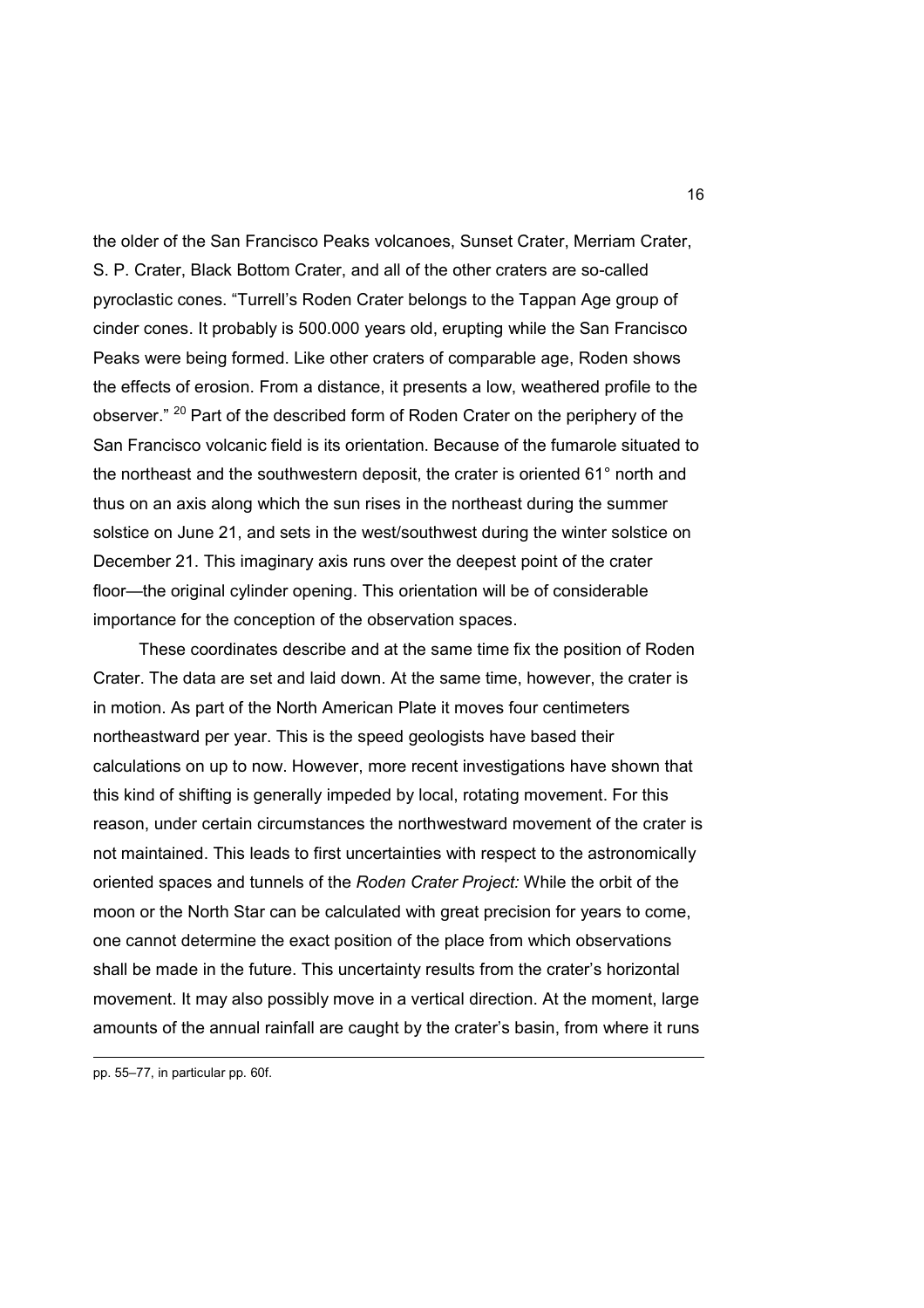the older of the San Francisco Peaks volcanoes, Sunset Crater, Merriam Crater, S. P. Crater, Black Bottom Crater, and all of the other craters are so-called pyroclastic cones. "Turrell's Roden Crater belongs to the Tappan Age group of cinder cones. It probably is 500.000 years old, erupting while the San Francisco Peaks were being formed. Like other craters of comparable age, Roden shows the effects of erosion. From a distance, it presents a low, weathered profile to the observer." [20] Part of the described form of Roden Crater on the periphery of the San Francisco volcanic field is its orientation. Because of the fumarole situated to the northeast and the southwestern deposit, the crater is oriented 61° north and thus on an axis along which the sun rises in the northeast during the summer solstice on June 21, and sets in the west/southwest during the winter solstice on December 21. This imaginary axis runs over the deepest point of the crater floor—the original cylinder opening. This orientation will be of considerable importance for the conception of the observation spaces.

These coordinates describe and at the same time fix the position of Roden Crater. The data are set and laid down. At the same time, however, the crater is in motion. As part of the North American Plate it moves four centimeters northeastward per year. This is the speed geologists have based their calculations on up to now. However, more recent investigations have shown that this kind of shifting is generally impeded by local, rotating movement. For this reason, under certain circumstances the northwestward movement of the crater is not maintained. This leads to first uncertainties with respect to the astronomically oriented spaces and tunnels of the *Roden Crater Project:* While the orbit of the moon or the North Star can be calculated with great precision for years to come, one cannot determine the exact position of the place from which observations shall be made in the future. This uncertainty results from the crater's horizontal movement. It may also possibly move in a vertical direction. At the moment, large amounts of the annual rainfall are caught by the crater's basin, from where it runs

---

pp. 55–77, in particular pp. 60f.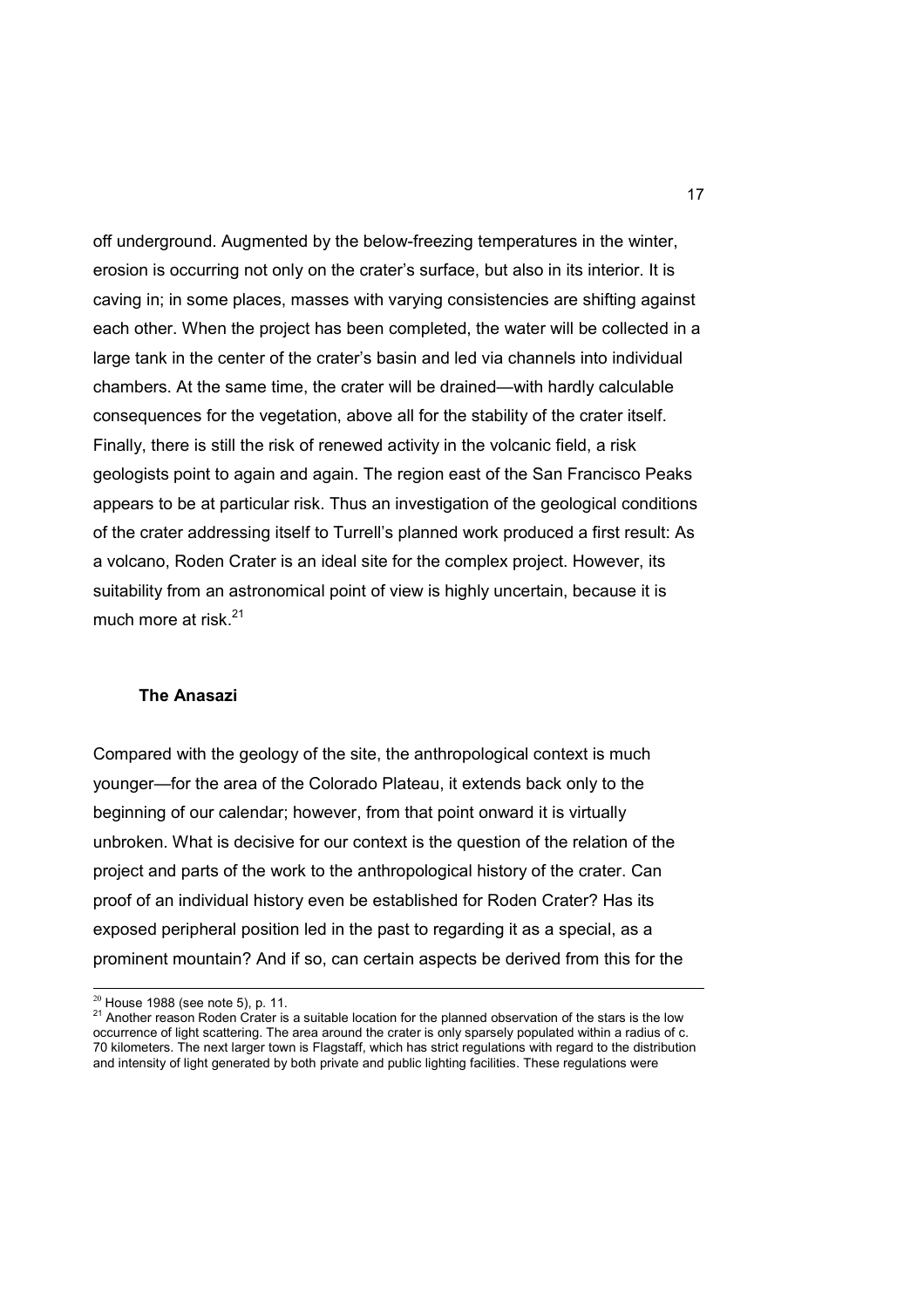off underground. Augmented by the below-freezing temperatures in the winter, erosion is occurring not only on the crater's surface, but also in its interior. It is caving in; in some places, masses with varying consistencies are shifting against each other. When the project has been completed, the water will be collected in a large tank in the center of the crater's basin and led via channels into individual chambers. At the same time, the crater will be drained—with hardly calculable consequences for the vegetation, above all for the stability of the crater itself. Finally, there is still the risk of renewed activity in the volcanic field, a risk geologists point to again and again. The region east of the San Francisco Peaks appears to be at particular risk. Thus an investigation of the geological conditions of the crater addressing itself to Turrell's planned work produced a first result: As a volcano, Roden Crater is an ideal site for the complex project. However, its suitability from an astronomical point of view is highly uncertain, because it is much more at risk.[21]

### The Anasazi

Compared with the geology of the site, the anthropological context is much younger—for the area of the Colorado Plateau, it extends back only to the beginning of our calendar; however, from that point onward it is virtually unbroken. What is decisive for our context is the question of the relation of the project and parts of the work to the anthropological history of the crater. Can proof of an individual history even be established for Roden Crater? Has its exposed peripheral position led in the past to regarding it as a special, as a prominent mountain? And if so, can certain aspects be derived from this for the

---

[20] House 1988 (see note 5), p. 11.

[21] Another reason Roden Crater is a suitable location for the planned observation of the stars is the low occurrence of light scattering. The area around the crater is only sparsely populated within a radius of c. 70 kilometers. The next larger town is Flagstaff, which has strict regulations with regard to the distribution and intensity of light generated by both private and public lighting facilities. These regulations were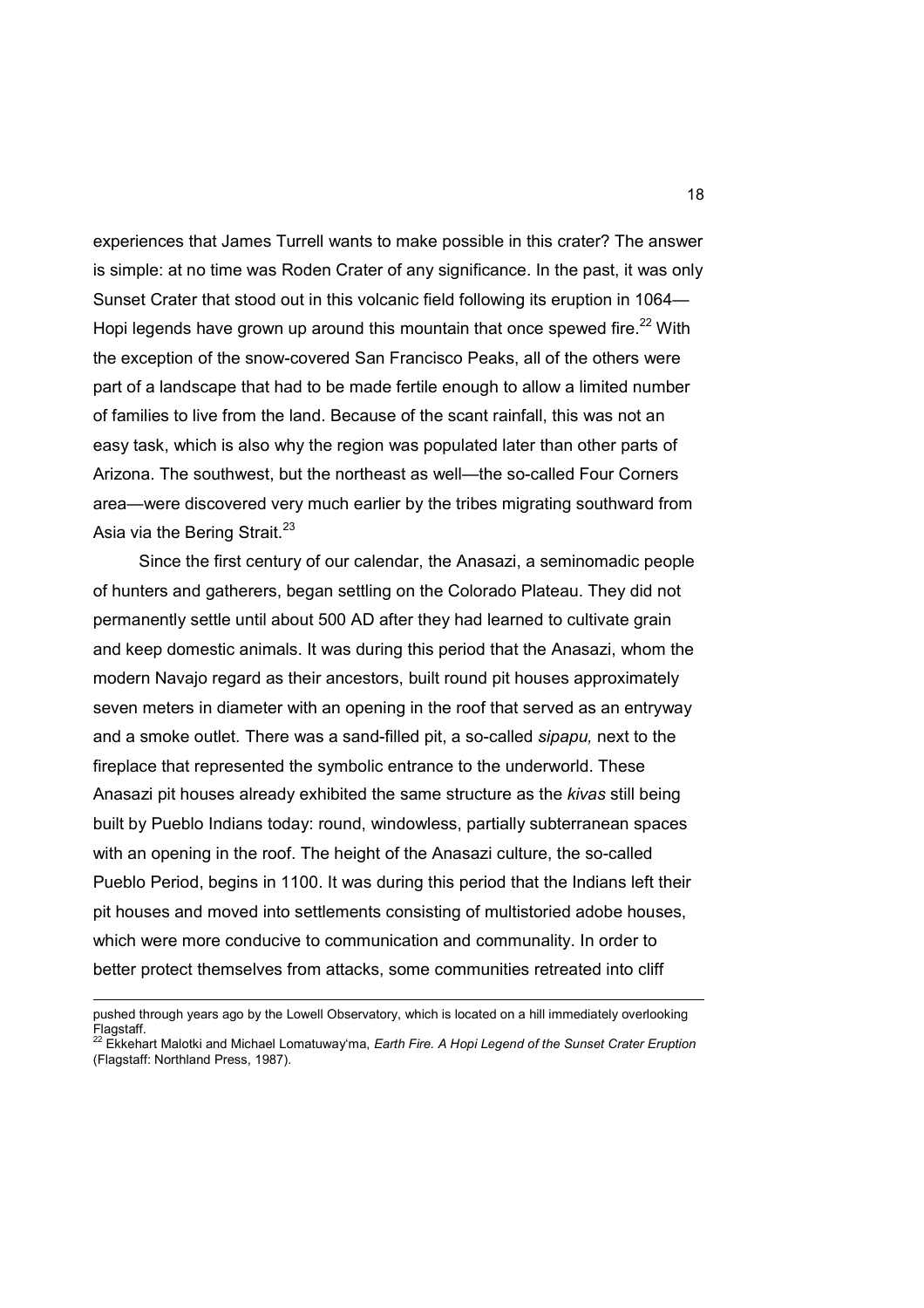experiences that James Turrell wants to make possible in this crater? The answer is simple: at no time was Roden Crater of any significance. In the past, it was only Sunset Crater that stood out in this volcanic field following its eruption in 1064—Hopi legends have grown up around this mountain that once spewed fire.[22] With the exception of the snow-covered San Francisco Peaks, all of the others were part of a landscape that had to be made fertile enough to allow a limited number of families to live from the land. Because of the scant rainfall, this was not an easy task, which is also why the region was populated later than other parts of Arizona. The southwest, but the northeast as well—the so-called Four Corners area—were discovered very much earlier by the tribes migrating southward from Asia via the Bering Strait.[23]

Since the first century of our calendar, the Anasazi, a seminomadic people of hunters and gatherers, began settling on the Colorado Plateau. They did not permanently settle until about 500 AD after they had learned to cultivate grain and keep domestic animals. It was during this period that the Anasazi, whom the modern Navajo regard as their ancestors, built round pit houses approximately seven meters in diameter with an opening in the roof that served as an entryway and a smoke outlet. There was a sand-filled pit, a so-called *sipapu,* next to the fireplace that represented the symbolic entrance to the underworld. These Anasazi pit houses already exhibited the same structure as the *kivas* still being built by Pueblo Indians today: round, windowless, partially subterranean spaces with an opening in the roof. The height of the Anasazi culture, the so-called Pueblo Period, begins in 1100. It was during this period that the Indians left their pit houses and moved into settlements consisting of multistoried adobe houses, which were more conducive to communication and communality. In order to better protect themselves from attacks, some communities retreated into cliff

---

pushed through years ago by the Lowell Observatory, which is located on a hill immediately overlooking Flagstaff.

[22] Ekkehart Malotki and Michael Lomatuway'ma, *Earth Fire. A Hopi Legend of the Sunset Crater Eruption* (Flagstaff: Northland Press, 1987).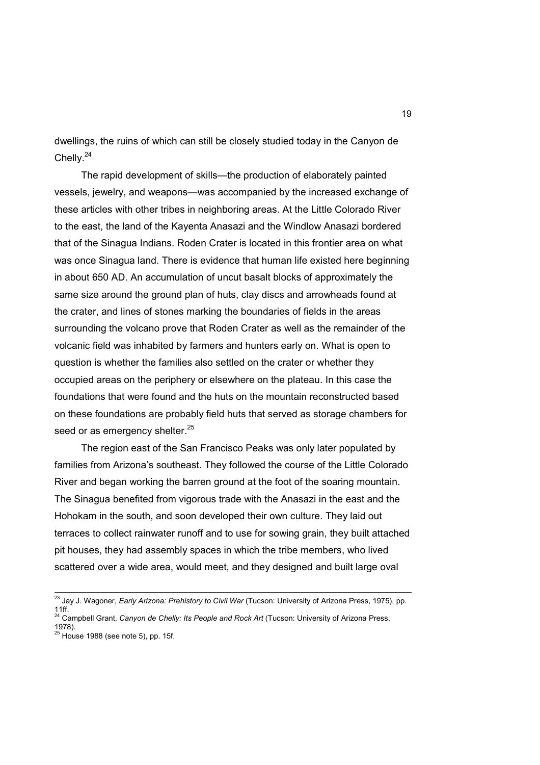dwellings, the ruins of which can still be closely studied today in the Canyon de Chelly.[24]

The rapid development of skills—the production of elaborately painted vessels, jewelry, and weapons—was accompanied by the increased exchange of these articles with other tribes in neighboring areas. At the Little Colorado River to the east, the land of the Kayenta Anasazi and the Windlow Anasazi bordered that of the Sinagua Indians. Roden Crater is located in this frontier area on what was once Sinagua land. There is evidence that human life existed here beginning in about 650 AD. An accumulation of uncut basalt blocks of approximately the same size around the ground plan of huts, clay discs and arrowheads found at the crater, and lines of stones marking the boundaries of fields in the areas surrounding the volcano prove that Roden Crater as well as the remainder of the volcanic field was inhabited by farmers and hunters early on. What is open to question is whether the families also settled on the crater or whether they occupied areas on the periphery or elsewhere on the plateau. In this case the foundations that were found and the huts on the mountain reconstructed based on these foundations are probably field huts that served as storage chambers for seed or as emergency shelter.[25]

The region east of the San Francisco Peaks was only later populated by families from Arizona's southeast. They followed the course of the Little Colorado River and began working the barren ground at the foot of the soaring mountain. The Sinagua benefited from vigorous trade with the Anasazi in the east and the Hohokam in the south, and soon developed their own culture. They laid out terraces to collect rainwater runoff and to use for sowing grain, they built attached pit houses, they had assembly spaces in which the tribe members, who lived scattered over a wide area, would meet, and they designed and built large oval

---

[23] Jay J. Wagoner, *Early Arizona: Prehistory to Civil War* (Tucson: University of Arizona Press, 1975), pp. 11ff.

[24] Campbell Grant, *Canyon de Chelly: Its People and Rock Art* (Tucson: University of Arizona Press, 1978).

[25] House 1988 (see note 5), pp. 15f.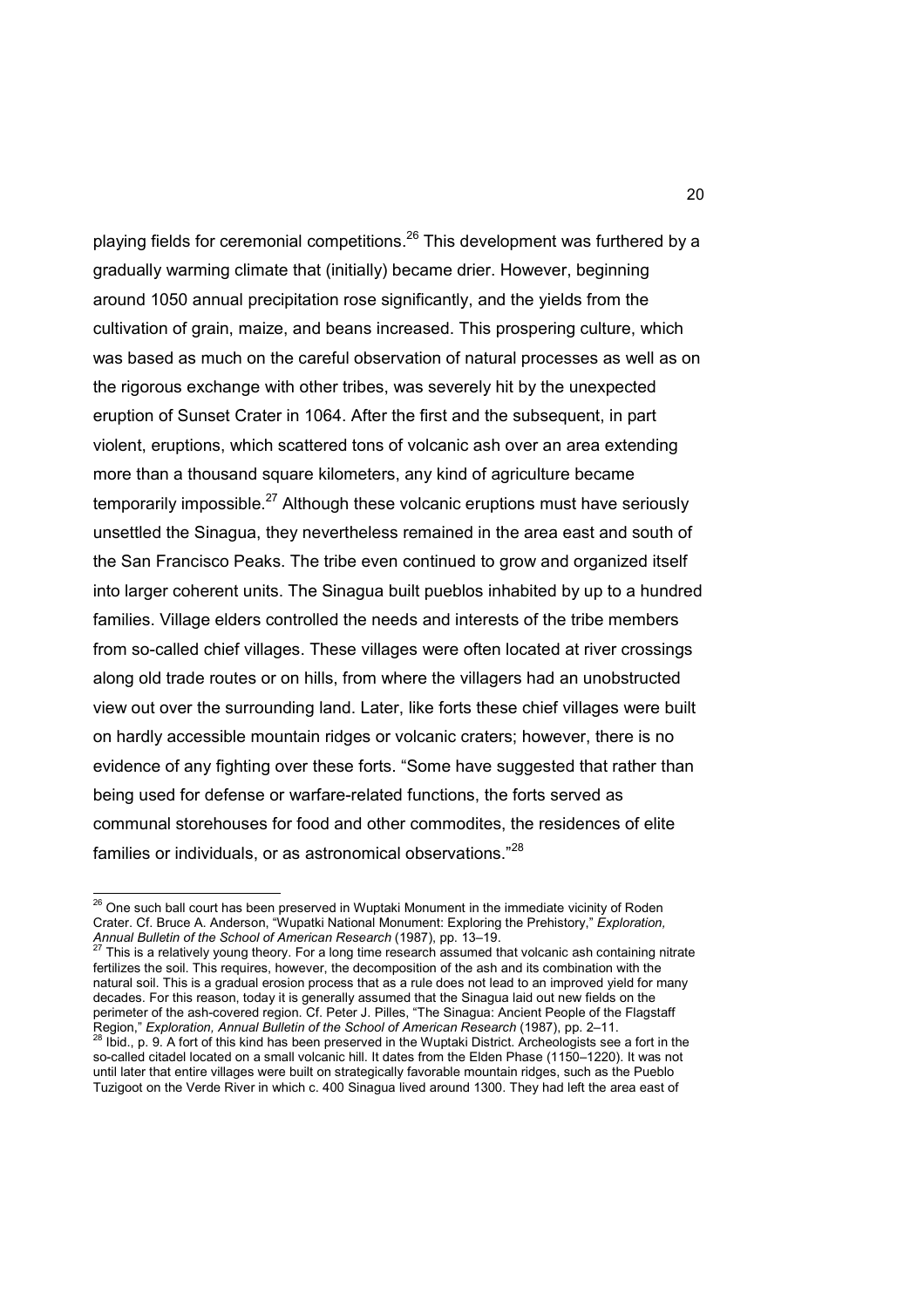playing fields for ceremonial competitions.[26] This development was furthered by a gradually warming climate that (initially) became drier. However, beginning around 1050 annual precipitation rose significantly, and the yields from the cultivation of grain, maize, and beans increased. This prospering culture, which was based as much on the careful observation of natural processes as well as on the rigorous exchange with other tribes, was severely hit by the unexpected eruption of Sunset Crater in 1064. After the first and the subsequent, in part violent, eruptions, which scattered tons of volcanic ash over an area extending more than a thousand square kilometers, any kind of agriculture became temporarily impossible.[27] Although these volcanic eruptions must have seriously unsettled the Sinagua, they nevertheless remained in the area east and south of the San Francisco Peaks. The tribe even continued to grow and organized itself into larger coherent units. The Sinagua built pueblos inhabited by up to a hundred families. Village elders controlled the needs and interests of the tribe members from so-called chief villages. These villages were often located at river crossings along old trade routes or on hills, from where the villagers had an unobstructed view out over the surrounding land. Later, like forts these chief villages were built on hardly accessible mountain ridges or volcanic craters; however, there is no evidence of any fighting over these forts. "Some have suggested that rather than being used for defense or warfare-related functions, the forts served as communal storehouses for food and other commodites, the residences of elite families or individuals, or as astronomical observations."[28]

---

[26] One such ball court has been preserved in Wuptaki Monument in the immediate vicinity of Roden Crater. Cf. Bruce A. Anderson, "Wupatki National Monument: Exploring the Prehistory," *Exploration, Annual Bulletin of the School of American Research* (1987), pp. 13–19.

[27] This is a relatively young theory. For a long time research assumed that volcanic ash containing nitrate fertilizes the soil. This requires, however, the decomposition of the ash and its combination with the natural soil. This is a gradual erosion process that as a rule does not lead to an improved yield for many decades. For this reason, today it is generally assumed that the Sinagua laid out new fields on the perimeter of the ash-covered region. Cf. Peter J. Pilles, "The Sinagua: Ancient People of the Flagstaff Region," *Exploration, Annual Bulletin of the School of American Research* (1987), pp. 2–11.

[28] Ibid., p. 9. A fort of this kind has been preserved in the Wuptaki District. Archeologists see a fort in the so-called citadel located on a small volcanic hill. It dates from the Elden Phase (1150–1220). It was not until later that entire villages were built on strategically favorable mountain ridges, such as the Pueblo Tuzigoot on the Verde River in which c. 400 Sinagua lived around 1300. They had left the area east of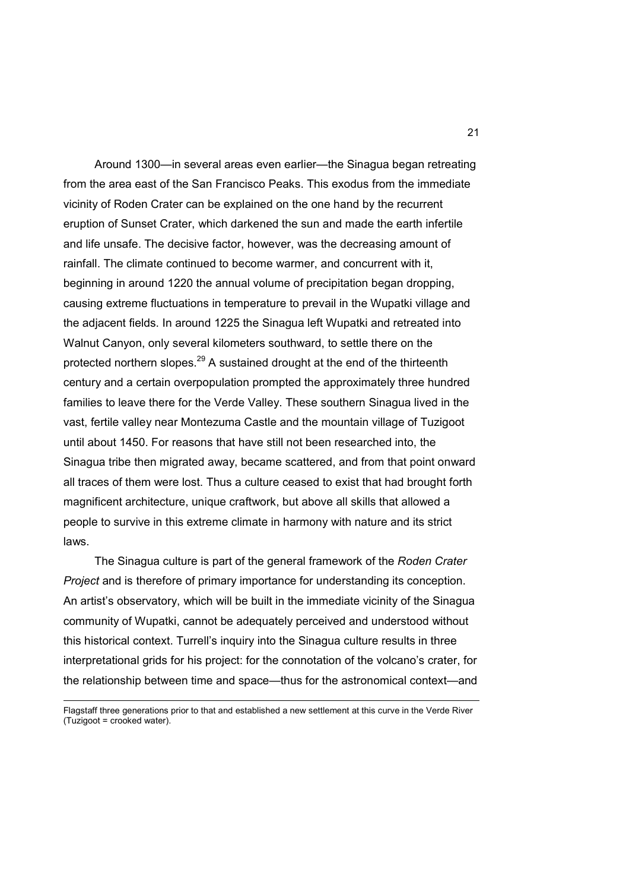Around 1300—in several areas even earlier—the Sinagua began retreating from the area east of the San Francisco Peaks. This exodus from the immediate vicinity of Roden Crater can be explained on the one hand by the recurrent eruption of Sunset Crater, which darkened the sun and made the earth infertile and life unsafe. The decisive factor, however, was the decreasing amount of rainfall. The climate continued to become warmer, and concurrent with it, beginning in around 1220 the annual volume of precipitation began dropping, causing extreme fluctuations in temperature to prevail in the Wupatki village and the adjacent fields. In around 1225 the Sinagua left Wupatki and retreated into Walnut Canyon, only several kilometers southward, to settle there on the protected northern slopes.[29] A sustained drought at the end of the thirteenth century and a certain overpopulation prompted the approximately three hundred families to leave there for the Verde Valley. These southern Sinagua lived in the vast, fertile valley near Montezuma Castle and the mountain village of Tuzigoot until about 1450. For reasons that have still not been researched into, the Sinagua tribe then migrated away, became scattered, and from that point onward all traces of them were lost. Thus a culture ceased to exist that had brought forth magnificent architecture, unique craftwork, but above all skills that allowed a people to survive in this extreme climate in harmony with nature and its strict laws.

The Sinagua culture is part of the general framework of the *Roden Crater Project* and is therefore of primary importance for understanding its conception. An artist's observatory, which will be built in the immediate vicinity of the Sinagua community of Wupatki, cannot be adequately perceived and understood without this historical context. Turrell's inquiry into the Sinagua culture results in three interpretational grids for his project: for the connotation of the volcano's crater, for the relationship between time and space—thus for the astronomical context—and

---

Flagstaff three generations prior to that and established a new settlement at this curve in the Verde River (Tuzigoot = crooked water).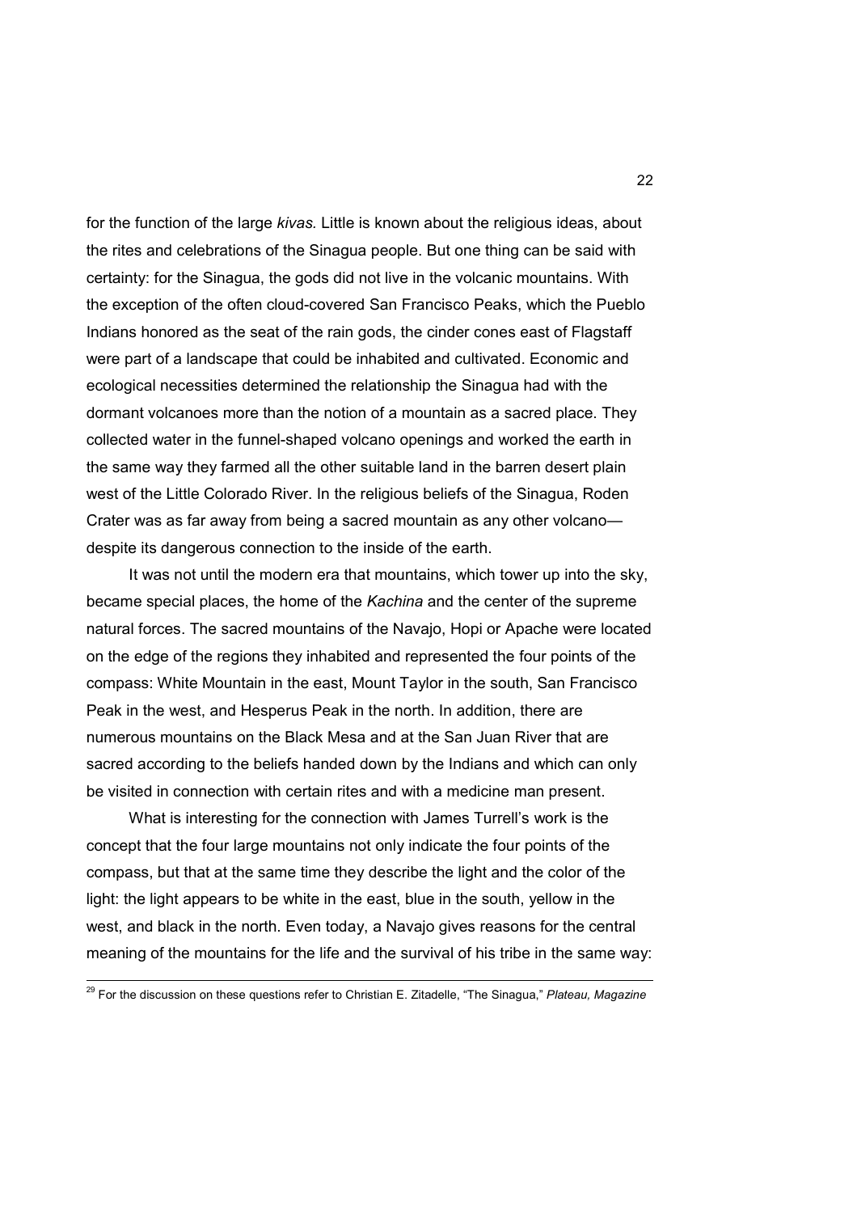for the function of the large *kivas.* Little is known about the religious ideas, about the rites and celebrations of the Sinagua people. But one thing can be said with certainty: for the Sinagua, the gods did not live in the volcanic mountains. With the exception of the often cloud-covered San Francisco Peaks, which the Pueblo Indians honored as the seat of the rain gods, the cinder cones east of Flagstaff were part of a landscape that could be inhabited and cultivated. Economic and ecological necessities determined the relationship the Sinagua had with the dormant volcanoes more than the notion of a mountain as a sacred place. They collected water in the funnel-shaped volcano openings and worked the earth in the same way they farmed all the other suitable land in the barren desert plain west of the Little Colorado River. In the religious beliefs of the Sinagua, Roden Crater was as far away from being a sacred mountain as any other volcano—despite its dangerous connection to the inside of the earth.

It was not until the modern era that mountains, which tower up into the sky, became special places, the home of the *Kachina* and the center of the supreme natural forces. The sacred mountains of the Navajo, Hopi or Apache were located on the edge of the regions they inhabited and represented the four points of the compass: White Mountain in the east, Mount Taylor in the south, San Francisco Peak in the west, and Hesperus Peak in the north. In addition, there are numerous mountains on the Black Mesa and at the San Juan River that are sacred according to the beliefs handed down by the Indians and which can only be visited in connection with certain rites and with a medicine man present.

What is interesting for the connection with James Turrell's work is the concept that the four large mountains not only indicate the four points of the compass, but that at the same time they describe the light and the color of the light: the light appears to be white in the east, blue in the south, yellow in the west, and black in the north. Even today, a Navajo gives reasons for the central meaning of the mountains for the life and the survival of his tribe in the same way:

---

[29] For the discussion on these questions refer to Christian E. Zitadelle, "The Sinagua," *Plateau, Magazine*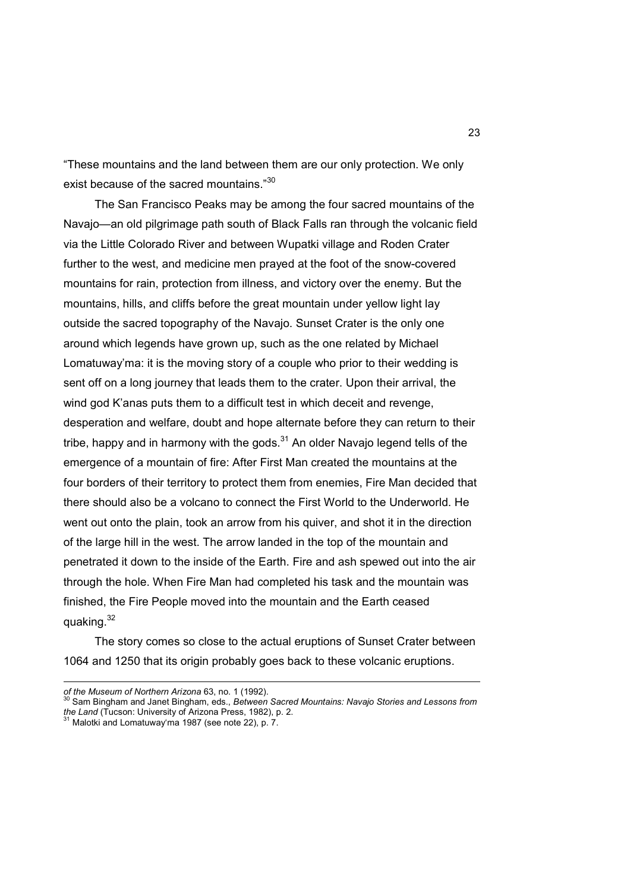"These mountains and the land between them are our only protection. We only exist because of the sacred mountains."[30]

The San Francisco Peaks may be among the four sacred mountains of the Navajo—an old pilgrimage path south of Black Falls ran through the volcanic field via the Little Colorado River and between Wupatki village and Roden Crater further to the west, and medicine men prayed at the foot of the snow-covered mountains for rain, protection from illness, and victory over the enemy. But the mountains, hills, and cliffs before the great mountain under yellow light lay outside the sacred topography of the Navajo. Sunset Crater is the only one around which legends have grown up, such as the one related by Michael Lomatuway'ma: it is the moving story of a couple who prior to their wedding is sent off on a long journey that leads them to the crater. Upon their arrival, the wind god K'anas puts them to a difficult test in which deceit and revenge, desperation and welfare, doubt and hope alternate before they can return to their tribe, happy and in harmony with the gods.[31] An older Navajo legend tells of the emergence of a mountain of fire: After First Man created the mountains at the four borders of their territory to protect them from enemies, Fire Man decided that there should also be a volcano to connect the First World to the Underworld. He went out onto the plain, took an arrow from his quiver, and shot it in the direction of the large hill in the west. The arrow landed in the top of the mountain and penetrated it down to the inside of the Earth. Fire and ash spewed out into the air through the hole. When Fire Man had completed his task and the mountain was finished, the Fire People moved into the mountain and the Earth ceased quaking.[32]

The story comes so close to the actual eruptions of Sunset Crater between 1064 and 1250 that its origin probably goes back to these volcanic eruptions.

---

*of the Museum of Northern Arizona* 63, no. 1 (1992).

[30] Sam Bingham and Janet Bingham, eds., *Between Sacred Mountains: Navajo Stories and Lessons from the Land* (Tucson: University of Arizona Press, 1982), p. 2.

[31] Malotki and Lomatuway'ma 1987 (see note 22), p. 7.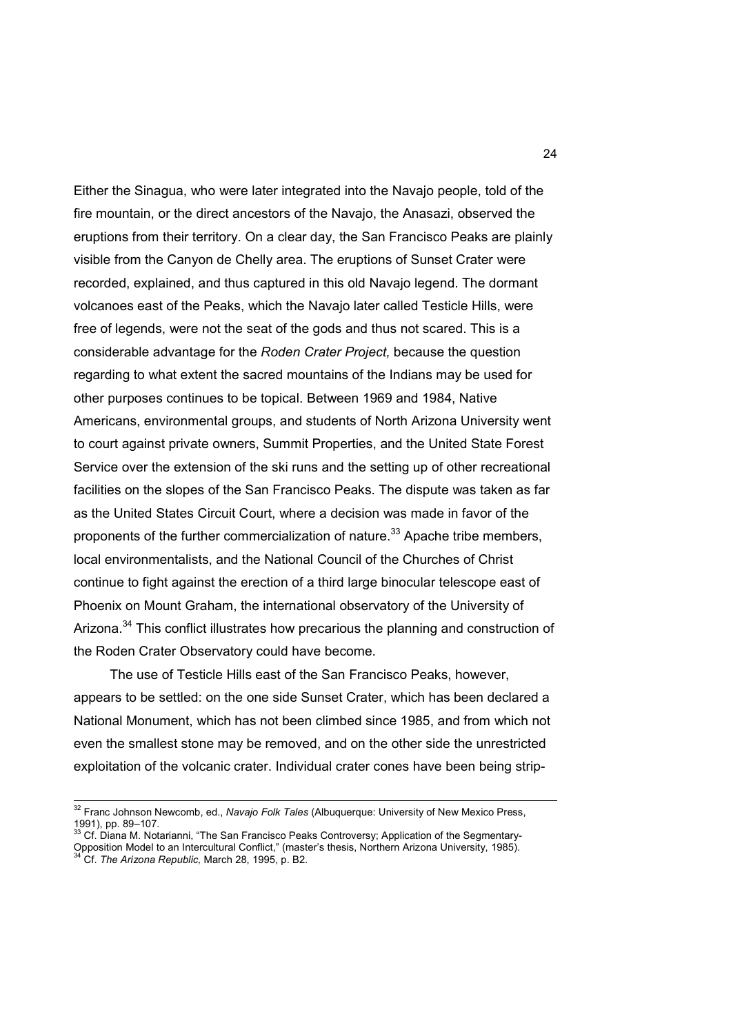Either the Sinagua, who were later integrated into the Navajo people, told of the fire mountain, or the direct ancestors of the Navajo, the Anasazi, observed the eruptions from their territory. On a clear day, the San Francisco Peaks are plainly visible from the Canyon de Chelly area. The eruptions of Sunset Crater were recorded, explained, and thus captured in this old Navajo legend. The dormant volcanoes east of the Peaks, which the Navajo later called Testicle Hills, were free of legends, were not the seat of the gods and thus not scared. This is a considerable advantage for the *Roden Crater Project,* because the question regarding to what extent the sacred mountains of the Indians may be used for other purposes continues to be topical. Between 1969 and 1984, Native Americans, environmental groups, and students of North Arizona University went to court against private owners, Summit Properties, and the United State Forest Service over the extension of the ski runs and the setting up of other recreational facilities on the slopes of the San Francisco Peaks. The dispute was taken as far as the United States Circuit Court, where a decision was made in favor of the proponents of the further commercialization of nature.[33] Apache tribe members, local environmentalists, and the National Council of the Churches of Christ continue to fight against the erection of a third large binocular telescope east of Phoenix on Mount Graham, the international observatory of the University of Arizona.[34] This conflict illustrates how precarious the planning and construction of the Roden Crater Observatory could have become.

The use of Testicle Hills east of the San Francisco Peaks, however, appears to be settled: on the one side Sunset Crater, which has been declared a National Monument, which has not been climbed since 1985, and from which not even the smallest stone may be removed, and on the other side the unrestricted exploitation of the volcanic crater. Individual crater cones have been being strip-

---

[32] Franc Johnson Newcomb, ed., *Navajo Folk Tales* (Albuquerque: University of New Mexico Press, 1991), pp. 89–107.

[33] Cf. Diana M. Notarianni, “The San Francisco Peaks Controversy; Application of the Segmentary-Opposition Model to an Intercultural Conflict,” (master’s thesis, Northern Arizona University, 1985).

[34] Cf. *The Arizona Republic,* March 28, 1995, p. B2.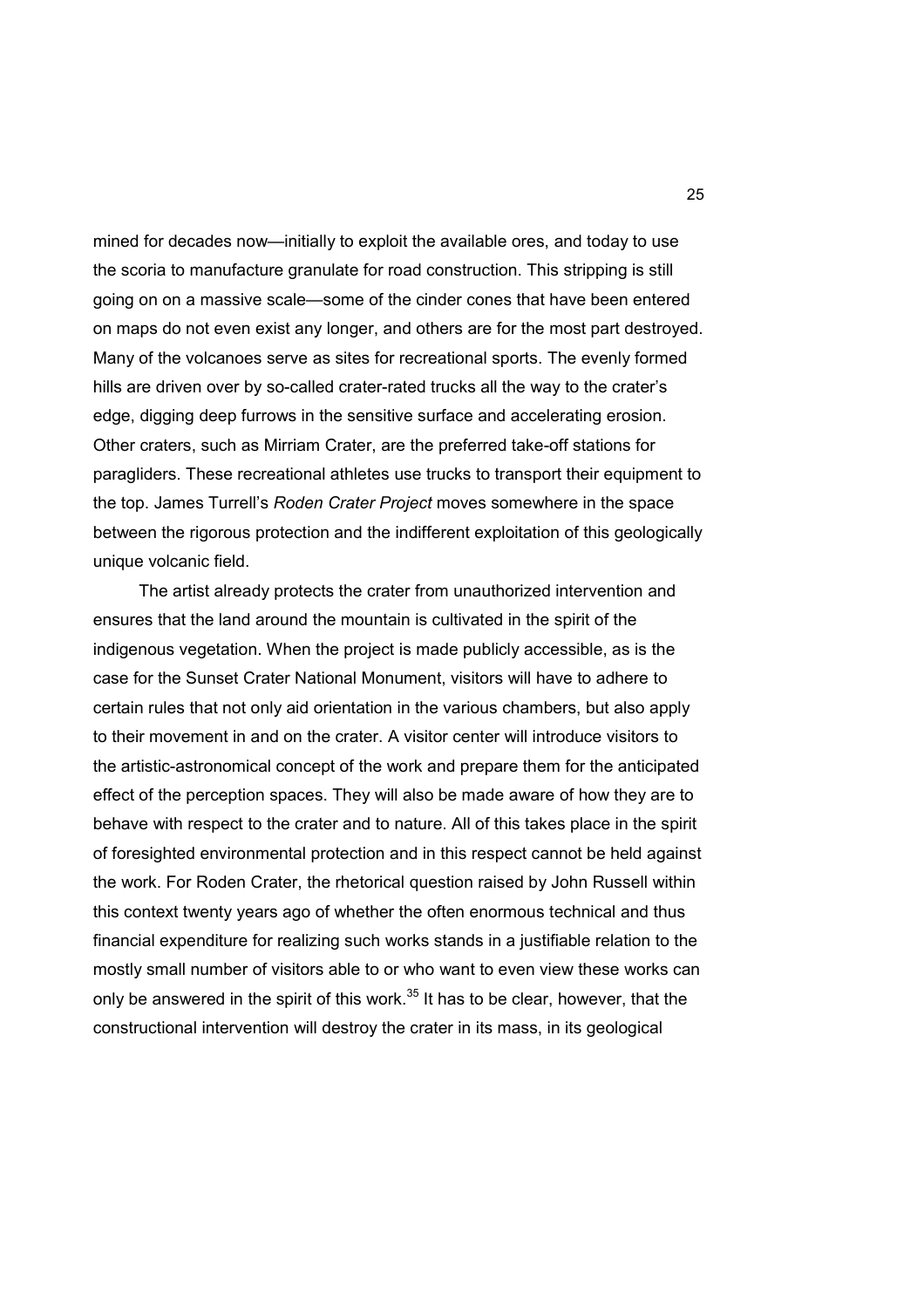mined for decades now—initially to exploit the available ores, and today to use the scoria to manufacture granulate for road construction. This stripping is still going on on a massive scale—some of the cinder cones that have been entered on maps do not even exist any longer, and others are for the most part destroyed. Many of the volcanoes serve as sites for recreational sports. The evenly formed hills are driven over by so-called crater-rated trucks all the way to the crater's edge, digging deep furrows in the sensitive surface and accelerating erosion. Other craters, such as Mirriam Crater, are the preferred take-off stations for paragliders. These recreational athletes use trucks to transport their equipment to the top. James Turrell's *Roden Crater Project* moves somewhere in the space between the rigorous protection and the indifferent exploitation of this geologically unique volcanic field.

The artist already protects the crater from unauthorized intervention and ensures that the land around the mountain is cultivated in the spirit of the indigenous vegetation. When the project is made publicly accessible, as is the case for the Sunset Crater National Monument, visitors will have to adhere to certain rules that not only aid orientation in the various chambers, but also apply to their movement in and on the crater. A visitor center will introduce visitors to the artistic-astronomical concept of the work and prepare them for the anticipated effect of the perception spaces. They will also be made aware of how they are to behave with respect to the crater and to nature. All of this takes place in the spirit of foresighted environmental protection and in this respect cannot be held against the work. For Roden Crater, the rhetorical question raised by John Russell within this context twenty years ago of whether the often enormous technical and thus financial expenditure for realizing such works stands in a justifiable relation to the mostly small number of visitors able to or who want to even view these works can only be answered in the spirit of this work.[35] It has to be clear, however, that the constructional intervention will destroy the crater in its mass, in its geological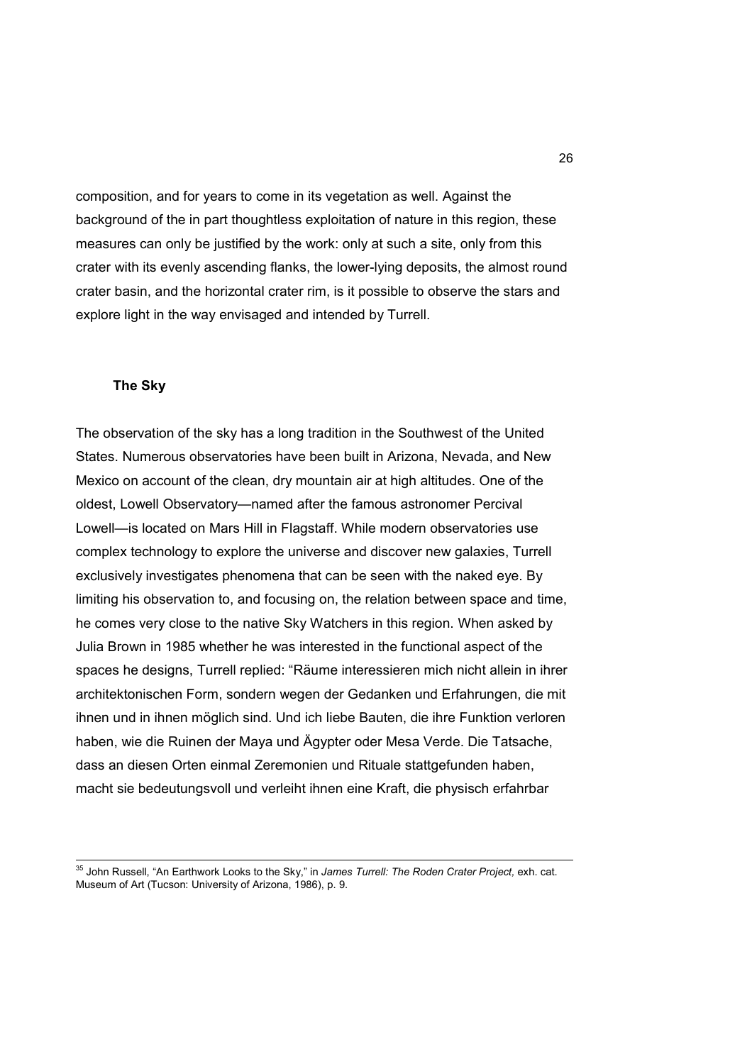composition, and for years to come in its vegetation as well. Against the background of the in part thoughtless exploitation of nature in this region, these measures can only be justified by the work: only at such a site, only from this crater with its evenly ascending flanks, the lower-lying deposits, the almost round crater basin, and the horizontal crater rim, is it possible to observe the stars and explore light in the way envisaged and intended by Turrell.

## The Sky

The observation of the sky has a long tradition in the Southwest of the United States. Numerous observatories have been built in Arizona, Nevada, and New Mexico on account of the clean, dry mountain air at high altitudes. One of the oldest, Lowell Observatory—named after the famous astronomer Percival Lowell—is located on Mars Hill in Flagstaff. While modern observatories use complex technology to explore the universe and discover new galaxies, Turrell exclusively investigates phenomena that can be seen with the naked eye. By limiting his observation to, and focusing on, the relation between space and time, he comes very close to the native Sky Watchers in this region. When asked by Julia Brown in 1985 whether he was interested in the functional aspect of the spaces he designs, Turrell replied: “Räume interessieren mich nicht allein in ihrer architektonischen Form, sondern wegen der Gedanken und Erfahrungen, die mit ihnen und in ihnen möglich sind. Und ich liebe Bauten, die ihre Funktion verloren haben, wie die Ruinen der Maya und Ägypter oder Mesa Verde. Die Tatsache, dass an diesen Orten einmal Zeremonien und Rituale stattgefunden haben, macht sie bedeutungsvoll und verleiht ihnen eine Kraft, die physisch erfahrbar

---

[35] John Russell, “An Earthwork Looks to the Sky,” in *James Turrell: The Roden Crater Project,* exh. cat. Museum of Art (Tucson: University of Arizona, 1986), p. 9.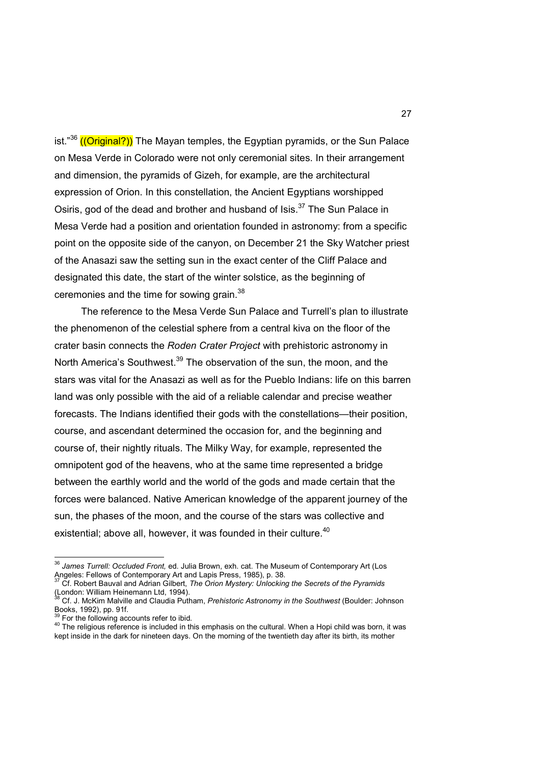ist."[36] ((Original?)) The Mayan temples, the Egyptian pyramids, or the Sun Palace on Mesa Verde in Colorado were not only ceremonial sites. In their arrangement and dimension, the pyramids of Gizeh, for example, are the architectural expression of Orion. In this constellation, the Ancient Egyptians worshipped Osiris, god of the dead and brother and husband of Isis.[37] The Sun Palace in Mesa Verde had a position and orientation founded in astronomy: from a specific point on the opposite side of the canyon, on December 21 the Sky Watcher priest of the Anasazi saw the setting sun in the exact center of the Cliff Palace and designated this date, the start of the winter solstice, as the beginning of ceremonies and the time for sowing grain.[38]

The reference to the Mesa Verde Sun Palace and Turrell's plan to illustrate the phenomenon of the celestial sphere from a central kiva on the floor of the crater basin connects the *Roden Crater Project* with prehistoric astronomy in North America's Southwest.[39] The observation of the sun, the moon, and the stars was vital for the Anasazi as well as for the Pueblo Indians: life on this barren land was only possible with the aid of a reliable calendar and precise weather forecasts. The Indians identified their gods with the constellations—their position, course, and ascendant determined the occasion for, and the beginning and course of, their nightly rituals. The Milky Way, for example, represented the omnipotent god of the heavens, who at the same time represented a bridge between the earthly world and the world of the gods and made certain that the forces were balanced. Native American knowledge of the apparent journey of the sun, the phases of the moon, and the course of the stars was collective and existential; above all, however, it was founded in their culture.[40]

---

[36] *James Turrell: Occluded Front,* ed. Julia Brown, exh. cat. The Museum of Contemporary Art (Los Angeles: Fellows of Contemporary Art and Lapis Press, 1985), p. 38.

[37] Cf. Robert Bauval and Adrian Gilbert, *The Orion Mystery: Unlocking the Secrets of the Pyramids* (London: William Heinemann Ltd, 1994).

[38] Cf. J. McKim Malville and Claudia Putham, *Prehistoric Astronomy in the Southwest* (Boulder: Johnson Books, 1992), pp. 91f.

[39] For the following accounts refer to ibid.

[40] The religious reference is included in this emphasis on the cultural. When a Hopi child was born, it was kept inside in the dark for nineteen days. On the morning of the twentieth day after its birth, its mother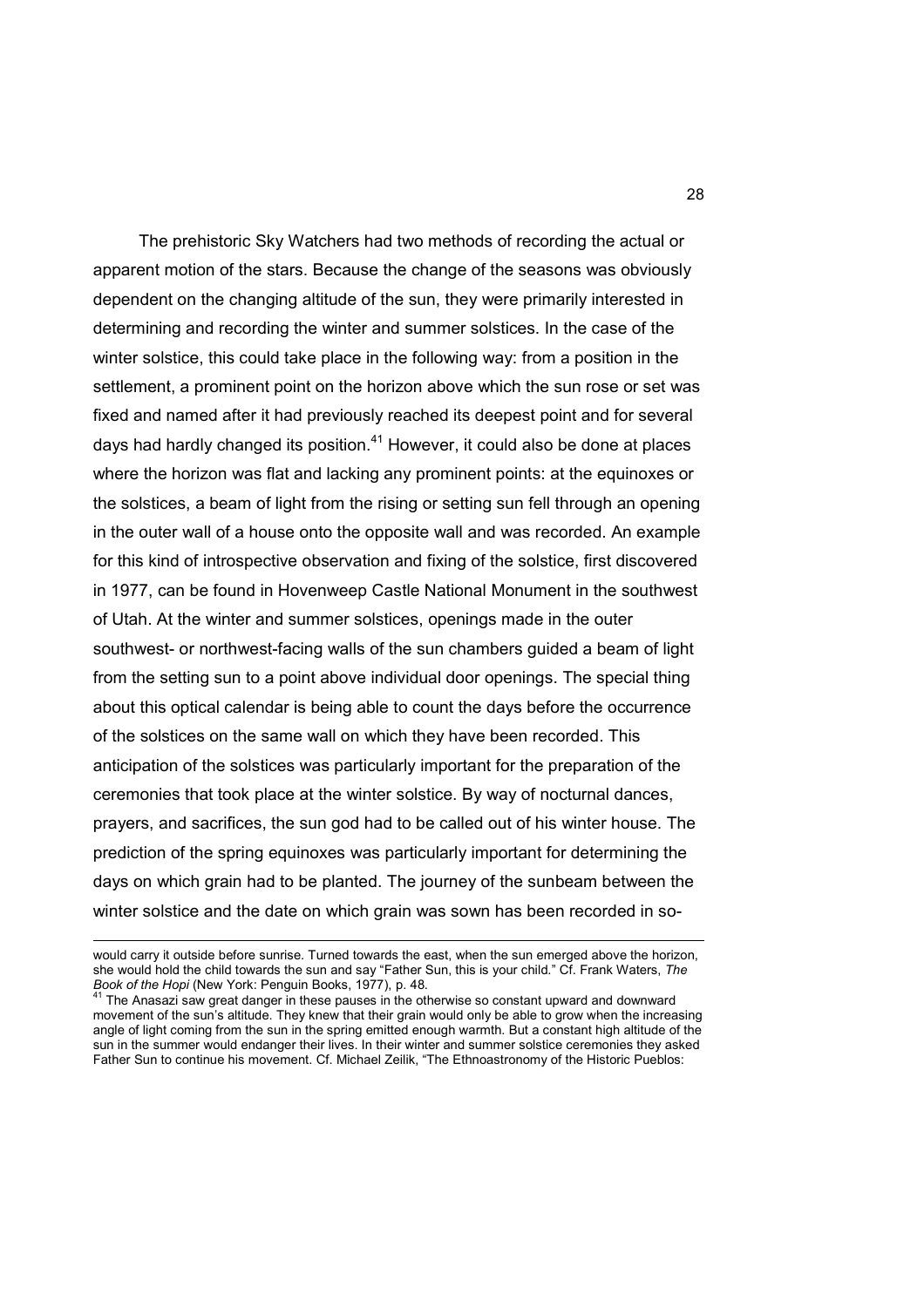The prehistoric Sky Watchers had two methods of recording the actual or apparent motion of the stars. Because the change of the seasons was obviously dependent on the changing altitude of the sun, they were primarily interested in determining and recording the winter and summer solstices. In the case of the winter solstice, this could take place in the following way: from a position in the settlement, a prominent point on the horizon above which the sun rose or set was fixed and named after it had previously reached its deepest point and for several days had hardly changed its position.[41] However, it could also be done at places where the horizon was flat and lacking any prominent points: at the equinoxes or the solstices, a beam of light from the rising or setting sun fell through an opening in the outer wall of a house onto the opposite wall and was recorded. An example for this kind of introspective observation and fixing of the solstice, first discovered in 1977, can be found in Hovenweep Castle National Monument in the southwest of Utah. At the winter and summer solstices, openings made in the outer southwest- or northwest-facing walls of the sun chambers guided a beam of light from the setting sun to a point above individual door openings. The special thing about this optical calendar is being able to count the days before the occurrence of the solstices on the same wall on which they have been recorded. This anticipation of the solstices was particularly important for the preparation of the ceremonies that took place at the winter solstice. By way of nocturnal dances, prayers, and sacrifices, the sun god had to be called out of his winter house. The prediction of the spring equinoxes was particularly important for determining the days on which grain had to be planted. The journey of the sunbeam between the winter solstice and the date on which grain was sown has been recorded in so-

---

would carry it outside before sunrise. Turned towards the east, when the sun emerged above the horizon, she would hold the child towards the sun and say "Father Sun, this is your child." Cf. Frank Waters, *The Book of the Hopi* (New York: Penguin Books, 1977), p. 48.

[41] The Anasazi saw great danger in these pauses in the otherwise so constant upward and downward movement of the sun's altitude. They knew that their grain would only be able to grow when the increasing angle of light coming from the sun in the spring emitted enough warmth. But a constant high altitude of the sun in the summer would endanger their lives. In their winter and summer solstice ceremonies they asked Father Sun to continue his movement. Cf. Michael Zeilik, "The Ethnoastronomy of the Historic Pueblos: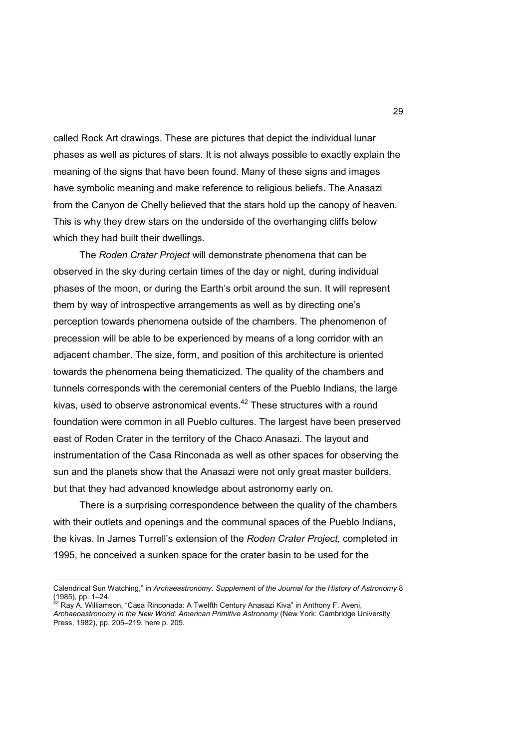called Rock Art drawings. These are pictures that depict the individual lunar phases as well as pictures of stars. It is not always possible to exactly explain the meaning of the signs that have been found. Many of these signs and images have symbolic meaning and make reference to religious beliefs. The Anasazi from the Canyon de Chelly believed that the stars hold up the canopy of heaven. This is why they drew stars on the underside of the overhanging cliffs below which they had built their dwellings.

The *Roden Crater Project* will demonstrate phenomena that can be observed in the sky during certain times of the day or night, during individual phases of the moon, or during the Earth's orbit around the sun. It will represent them by way of introspective arrangements as well as by directing one's perception towards phenomena outside of the chambers. The phenomenon of precession will be able to be experienced by means of a long corridor with an adjacent chamber. The size, form, and position of this architecture is oriented towards the phenomena being thematicized. The quality of the chambers and tunnels corresponds with the ceremonial centers of the Pueblo Indians, the large kivas, used to observe astronomical events.[42] These structures with a round foundation were common in all Pueblo cultures. The largest have been preserved east of Roden Crater in the territory of the Chaco Anasazi. The layout and instrumentation of the Casa Rinconada as well as other spaces for observing the sun and the planets show that the Anasazi were not only great master builders, but that they had advanced knowledge about astronomy early on.

There is a surprising correspondence between the quality of the chambers with their outlets and openings and the communal spaces of the Pueblo Indians, the kivas. In James Turrell's extension of the *Roden Crater Project,* completed in 1995, he conceived a sunken space for the crater basin to be used for the

---

Calendrical Sun Watching," in *Archaeastronomy. Supplement of the Journal for the History of Astronomy* 8 (1985), pp. 1–24.

[42] Ray A. Williamson, "Casa Rinconada: A Twelfth Century Anasazi Kiva" in Anthony F. Aveni, *Archaeoastronomy in the New World: American Primitive Astronomy* (New York: Cambridge University Press, 1982), pp. 205–219, here p. 205.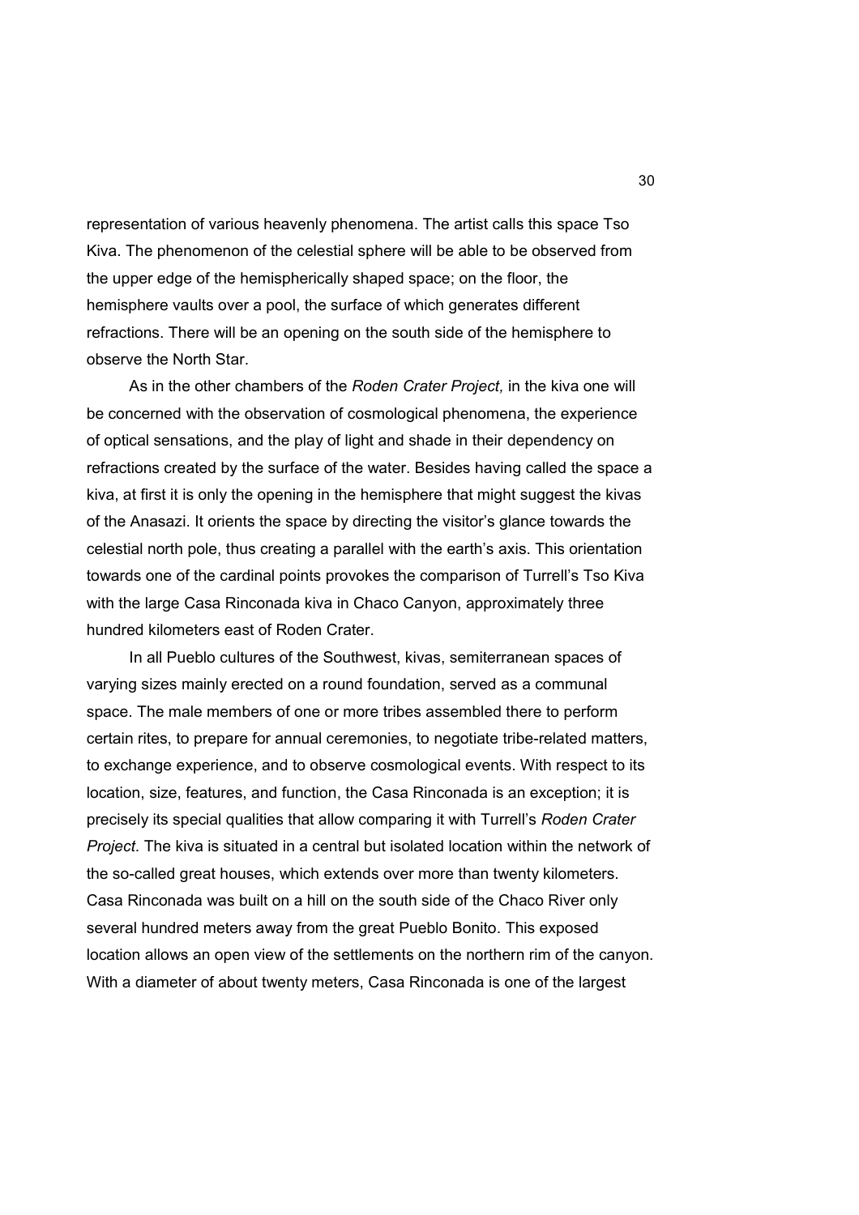representation of various heavenly phenomena. The artist calls this space Tso Kiva. The phenomenon of the celestial sphere will be able to be observed from the upper edge of the hemispherically shaped space; on the floor, the hemisphere vaults over a pool, the surface of which generates different refractions. There will be an opening on the south side of the hemisphere to observe the North Star.

As in the other chambers of the *Roden Crater Project,* in the kiva one will be concerned with the observation of cosmological phenomena, the experience of optical sensations, and the play of light and shade in their dependency on refractions created by the surface of the water. Besides having called the space a kiva, at first it is only the opening in the hemisphere that might suggest the kivas of the Anasazi. It orients the space by directing the visitor's glance towards the celestial north pole, thus creating a parallel with the earth's axis. This orientation towards one of the cardinal points provokes the comparison of Turrell's Tso Kiva with the large Casa Rinconada kiva in Chaco Canyon, approximately three hundred kilometers east of Roden Crater.

In all Pueblo cultures of the Southwest, kivas, semiterranean spaces of varying sizes mainly erected on a round foundation, served as a communal space. The male members of one or more tribes assembled there to perform certain rites, to prepare for annual ceremonies, to negotiate tribe-related matters, to exchange experience, and to observe cosmological events. With respect to its location, size, features, and function, the Casa Rinconada is an exception; it is precisely its special qualities that allow comparing it with Turrell's *Roden Crater Project*. The kiva is situated in a central but isolated location within the network of the so-called great houses, which extends over more than twenty kilometers. Casa Rinconada was built on a hill on the south side of the Chaco River only several hundred meters away from the great Pueblo Bonito. This exposed location allows an open view of the settlements on the northern rim of the canyon. With a diameter of about twenty meters, Casa Rinconada is one of the largest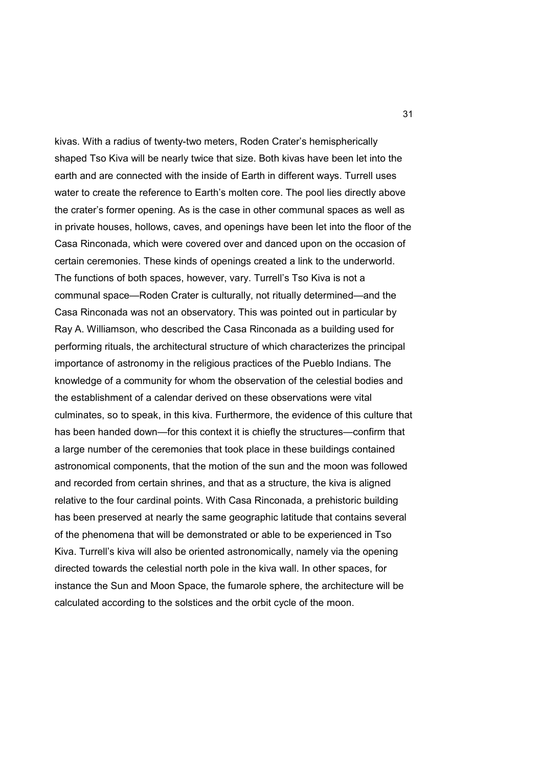kivas. With a radius of twenty-two meters, Roden Crater's hemispherically shaped Tso Kiva will be nearly twice that size. Both kivas have been let into the earth and are connected with the inside of Earth in different ways. Turrell uses water to create the reference to Earth's molten core. The pool lies directly above the crater's former opening. As is the case in other communal spaces as well as in private houses, hollows, caves, and openings have been let into the floor of the Casa Rinconada, which were covered over and danced upon on the occasion of certain ceremonies. These kinds of openings created a link to the underworld. The functions of both spaces, however, vary. Turrell's Tso Kiva is not a communal space—Roden Crater is culturally, not ritually determined—and the Casa Rinconada was not an observatory. This was pointed out in particular by Ray A. Williamson, who described the Casa Rinconada as a building used for performing rituals, the architectural structure of which characterizes the principal importance of astronomy in the religious practices of the Pueblo Indians. The knowledge of a community for whom the observation of the celestial bodies and the establishment of a calendar derived on these observations were vital culminates, so to speak, in this kiva. Furthermore, the evidence of this culture that has been handed down—for this context it is chiefly the structures—confirm that a large number of the ceremonies that took place in these buildings contained astronomical components, that the motion of the sun and the moon was followed and recorded from certain shrines, and that as a structure, the kiva is aligned relative to the four cardinal points. With Casa Rinconada, a prehistoric building has been preserved at nearly the same geographic latitude that contains several of the phenomena that will be demonstrated or able to be experienced in Tso Kiva. Turrell's kiva will also be oriented astronomically, namely via the opening directed towards the celestial north pole in the kiva wall. In other spaces, for instance the Sun and Moon Space, the fumarole sphere, the architecture will be calculated according to the solstices and the orbit cycle of the moon.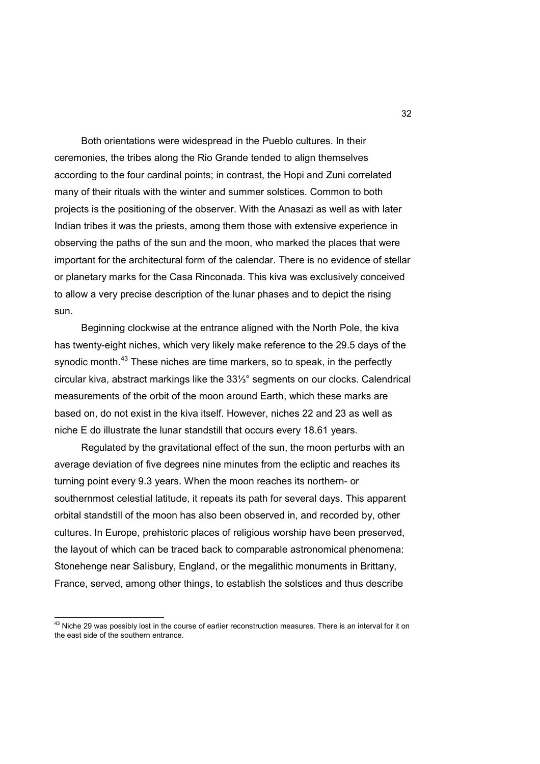Both orientations were widespread in the Pueblo cultures. In their ceremonies, the tribes along the Rio Grande tended to align themselves according to the four cardinal points; in contrast, the Hopi and Zuni correlated many of their rituals with the winter and summer solstices. Common to both projects is the positioning of the observer. With the Anasazi as well as with later Indian tribes it was the priests, among them those with extensive experience in observing the paths of the sun and the moon, who marked the places that were important for the architectural form of the calendar. There is no evidence of stellar or planetary marks for the Casa Rinconada. This kiva was exclusively conceived to allow a very precise description of the lunar phases and to depict the rising sun.

Beginning clockwise at the entrance aligned with the North Pole, the kiva has twenty-eight niches, which very likely make reference to the 29.5 days of the synodic month.[43] These niches are time markers, so to speak, in the perfectly circular kiva, abstract markings like the 33⅓° segments on our clocks. Calendrical measurements of the orbit of the moon around Earth, which these marks are based on, do not exist in the kiva itself. However, niches 22 and 23 as well as niche E do illustrate the lunar standstill that occurs every 18.61 years.

Regulated by the gravitational effect of the sun, the moon perturbs with an average deviation of five degrees nine minutes from the ecliptic and reaches its turning point every 9.3 years. When the moon reaches its northern- or southernmost celestial latitude, it repeats its path for several days. This apparent orbital standstill of the moon has also been observed in, and recorded by, other cultures. In Europe, prehistoric places of religious worship have been preserved, the layout of which can be traced back to comparable astronomical phenomena: Stonehenge near Salisbury, England, or the megalithic monuments in Brittany, France, served, among other things, to establish the solstices and thus describe

[43] Niche 29 was possibly lost in the course of earlier reconstruction measures. There is an interval for it on the east side of the southern entrance.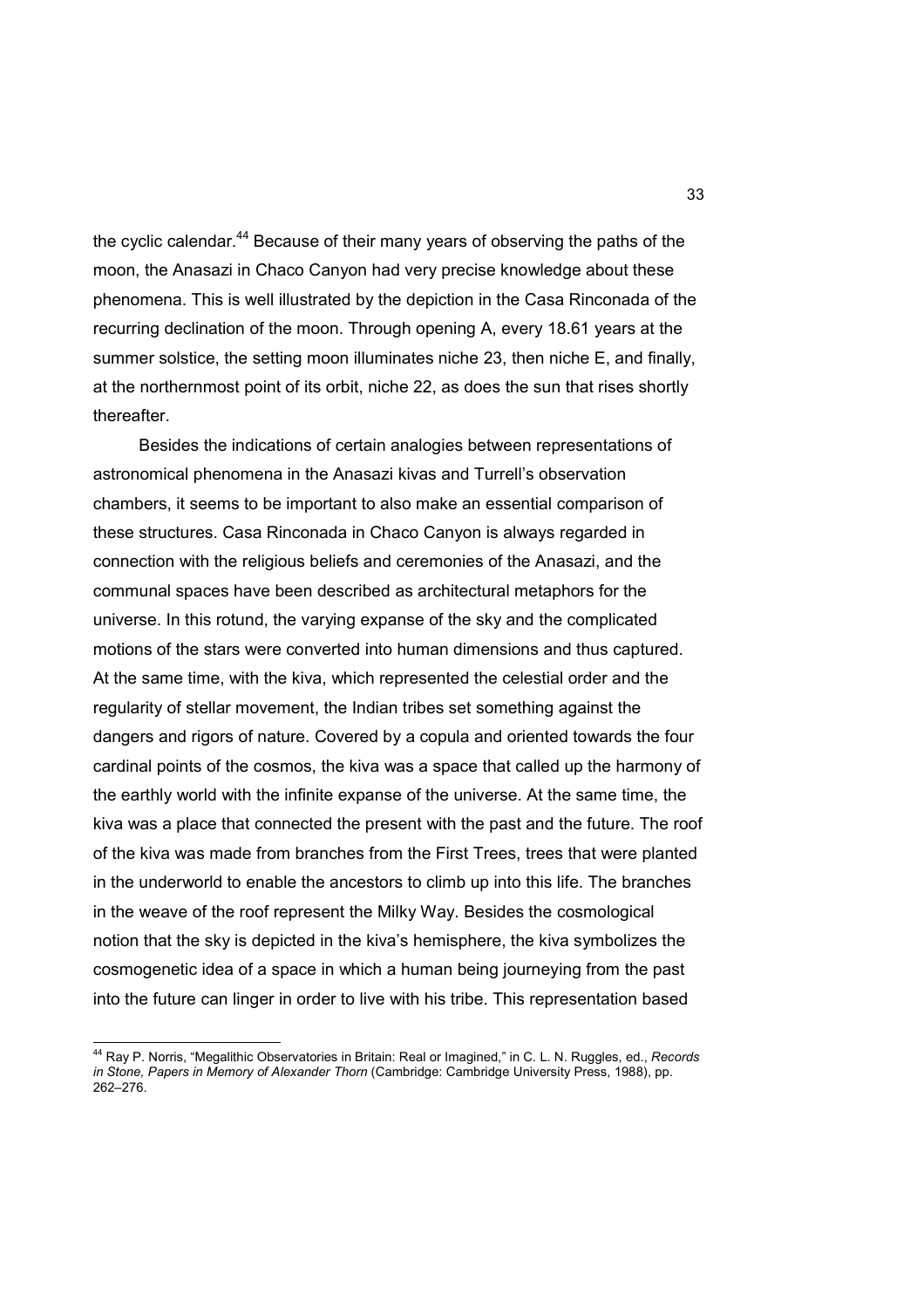the cyclic calendar.[44] Because of their many years of observing the paths of the moon, the Anasazi in Chaco Canyon had very precise knowledge about these phenomena. This is well illustrated by the depiction in the Casa Rinconada of the recurring declination of the moon. Through opening A, every 18.61 years at the summer solstice, the setting moon illuminates niche 23, then niche E, and finally, at the northernmost point of its orbit, niche 22, as does the sun that rises shortly thereafter.

Besides the indications of certain analogies between representations of astronomical phenomena in the Anasazi kivas and Turrell's observation chambers, it seems to be important to also make an essential comparison of these structures. Casa Rinconada in Chaco Canyon is always regarded in connection with the religious beliefs and ceremonies of the Anasazi, and the communal spaces have been described as architectural metaphors for the universe. In this rotund, the varying expanse of the sky and the complicated motions of the stars were converted into human dimensions and thus captured. At the same time, with the kiva, which represented the celestial order and the regularity of stellar movement, the Indian tribes set something against the dangers and rigors of nature. Covered by a copula and oriented towards the four cardinal points of the cosmos, the kiva was a space that called up the harmony of the earthly world with the infinite expanse of the universe. At the same time, the kiva was a place that connected the present with the past and the future. The roof of the kiva was made from branches from the First Trees, trees that were planted in the underworld to enable the ancestors to climb up into this life. The branches in the weave of the roof represent the Milky Way. Besides the cosmological notion that the sky is depicted in the kiva's hemisphere, the kiva symbolizes the cosmogenetic idea of a space in which a human being journeying from the past into the future can linger in order to live with his tribe. This representation based

---

[44] Ray P. Norris, "Megalithic Observatories in Britain: Real or Imagined," in C. L. N. Ruggles, ed., *Records in Stone, Papers in Memory of Alexander Thorn* (Cambridge: Cambridge University Press, 1988), pp. 262–276.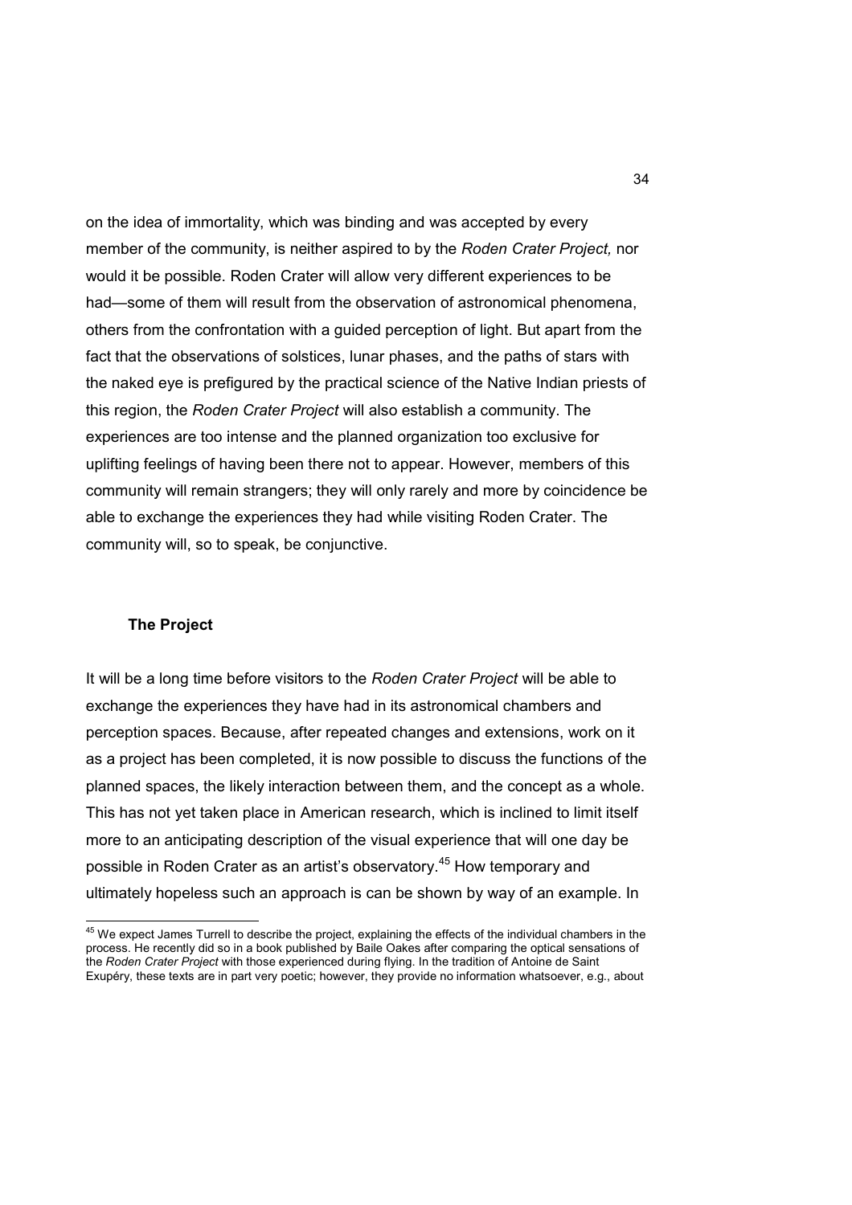on the idea of immortality, which was binding and was accepted by every member of the community, is neither aspired to by the *Roden Crater Project,* nor would it be possible. Roden Crater will allow very different experiences to be had—some of them will result from the observation of astronomical phenomena, others from the confrontation with a guided perception of light. But apart from the fact that the observations of solstices, lunar phases, and the paths of stars with the naked eye is prefigured by the practical science of the Native Indian priests of this region, the *Roden Crater Project* will also establish a community. The experiences are too intense and the planned organization too exclusive for uplifting feelings of having been there not to appear. However, members of this community will remain strangers; they will only rarely and more by coincidence be able to exchange the experiences they had while visiting Roden Crater. The community will, so to speak, be conjunctive.

### The Project

It will be a long time before visitors to the *Roden Crater Project* will be able to exchange the experiences they have had in its astronomical chambers and perception spaces. Because, after repeated changes and extensions, work on it as a project has been completed, it is now possible to discuss the functions of the planned spaces, the likely interaction between them, and the concept as a whole. This has not yet taken place in American research, which is inclined to limit itself more to an anticipating description of the visual experience that will one day be possible in Roden Crater as an artist's observatory.[45] How temporary and ultimately hopeless such an approach is can be shown by way of an example. In

---

[45] We expect James Turrell to describe the project, explaining the effects of the individual chambers in the process. He recently did so in a book published by Baile Oakes after comparing the optical sensations of the *Roden Crater Project* with those experienced during flying. In the tradition of Antoine de Saint Exupéry, these texts are in part very poetic; however, they provide no information whatsoever, e.g., about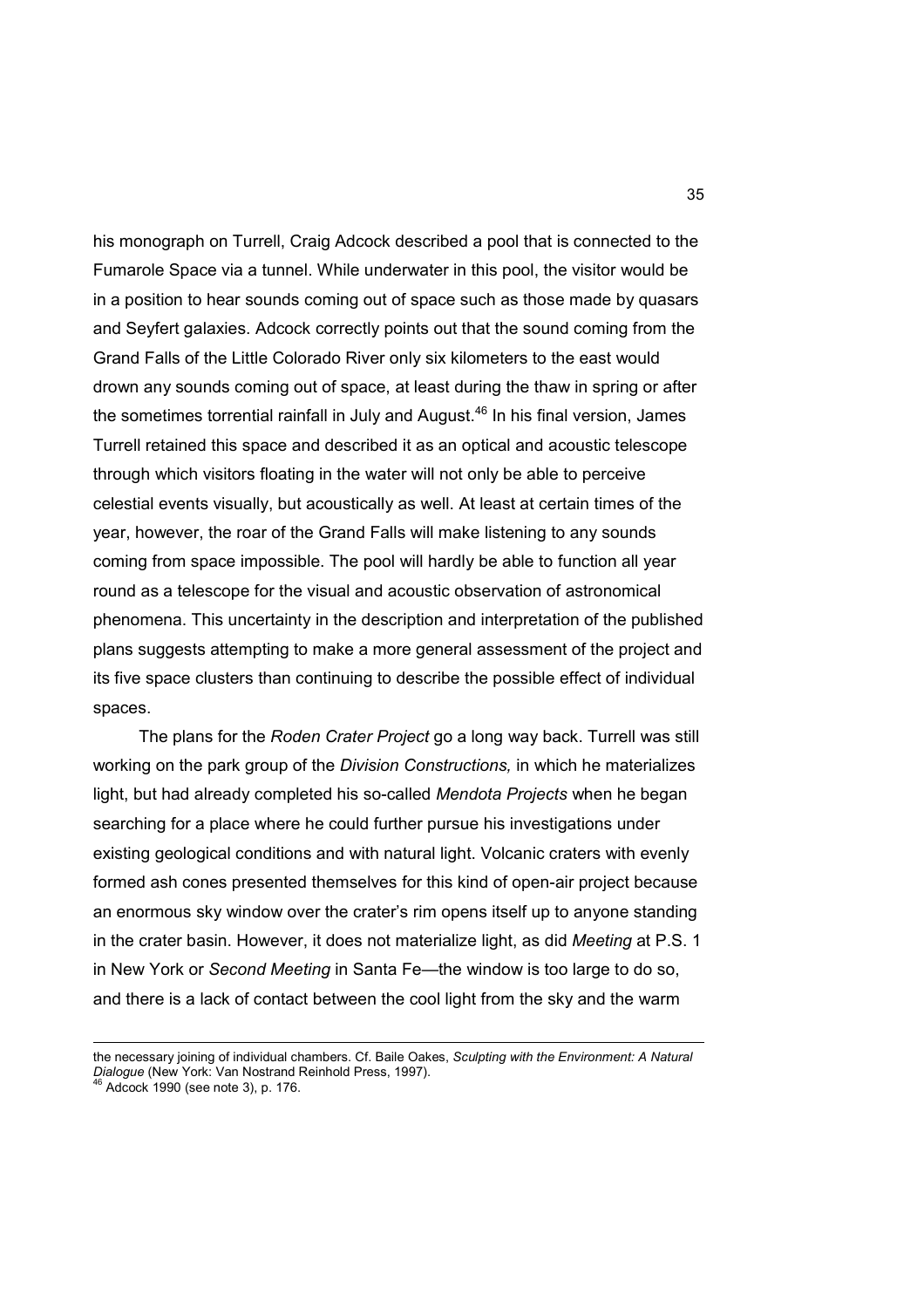his monograph on Turrell, Craig Adcock described a pool that is connected to the Fumarole Space via a tunnel. While underwater in this pool, the visitor would be in a position to hear sounds coming out of space such as those made by quasars and Seyfert galaxies. Adcock correctly points out that the sound coming from the Grand Falls of the Little Colorado River only six kilometers to the east would drown any sounds coming out of space, at least during the thaw in spring or after the sometimes torrential rainfall in July and August.[46] In his final version, James Turrell retained this space and described it as an optical and acoustic telescope through which visitors floating in the water will not only be able to perceive celestial events visually, but acoustically as well. At least at certain times of the year, however, the roar of the Grand Falls will make listening to any sounds coming from space impossible. The pool will hardly be able to function all year round as a telescope for the visual and acoustic observation of astronomical phenomena. This uncertainty in the description and interpretation of the published plans suggests attempting to make a more general assessment of the project and its five space clusters than continuing to describe the possible effect of individual spaces.

The plans for the *Roden Crater Project* go a long way back. Turrell was still working on the park group of the *Division Constructions,* in which he materializes light, but had already completed his so-called *Mendota Projects* when he began searching for a place where he could further pursue his investigations under existing geological conditions and with natural light. Volcanic craters with evenly formed ash cones presented themselves for this kind of open-air project because an enormous sky window over the crater's rim opens itself up to anyone standing in the crater basin. However, it does not materialize light, as did *Meeting* at P.S. 1 in New York or *Second Meeting* in Santa Fe—the window is too large to do so, and there is a lack of contact between the cool light from the sky and the warm

---

the necessary joining of individual chambers. Cf. Baile Oakes, *Sculpting with the Environment: A Natural Dialogue* (New York: Van Nostrand Reinhold Press, 1997).

[46] Adcock 1990 (see note 3), p. 176.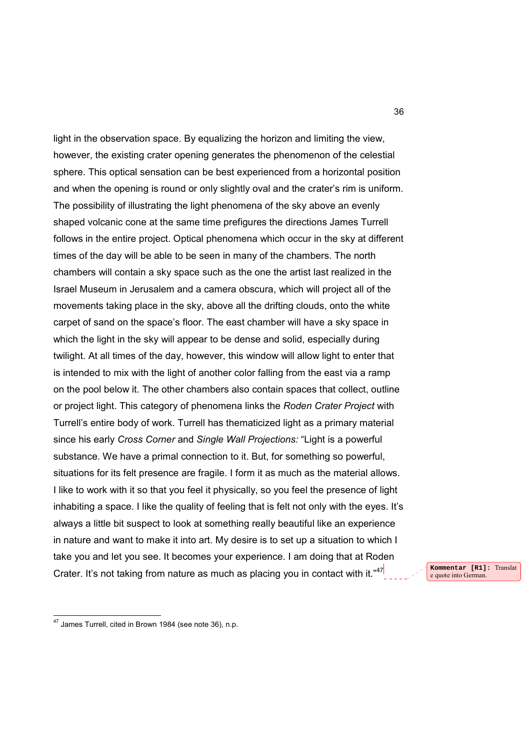light in the observation space. By equalizing the horizon and limiting the view, however, the existing crater opening generates the phenomenon of the celestial sphere. This optical sensation can be best experienced from a horizontal position and when the opening is round or only slightly oval and the crater's rim is uniform. The possibility of illustrating the light phenomena of the sky above an evenly shaped volcanic cone at the same time prefigures the directions James Turrell follows in the entire project. Optical phenomena which occur in the sky at different times of the day will be able to be seen in many of the chambers. The north chambers will contain a sky space such as the one the artist last realized in the Israel Museum in Jerusalem and a camera obscura, which will project all of the movements taking place in the sky, above all the drifting clouds, onto the white carpet of sand on the space's floor. The east chamber will have a sky space in which the light in the sky will appear to be dense and solid, especially during twilight. At all times of the day, however, this window will allow light to enter that is intended to mix with the light of another color falling from the east via a ramp on the pool below it. The other chambers also contain spaces that collect, outline or project light. This category of phenomena links the *Roden Crater Project* with Turrell's entire body of work. Turrell has thematicized light as a primary material since his early *Cross Corner* and *Single Wall Projections:* "Light is a powerful substance. We have a primal connection to it. But, for something so powerful, situations for its felt presence are fragile. I form it as much as the material allows. I like to work with it so that you feel it physically, so you feel the presence of light inhabiting a space. I like the quality of feeling that is felt not only with the eyes. It's always a little bit suspect to look at something really beautiful like an experience in nature and want to make it into art. My desire is to set up a situation to which I take you and let you see. It becomes your experience. I am doing that at Roden Crater. It's not taking from nature as much as placing you in contact with it."[47]

---

[47] James Turrell, cited in Brown 1984 (see note 36), n.p.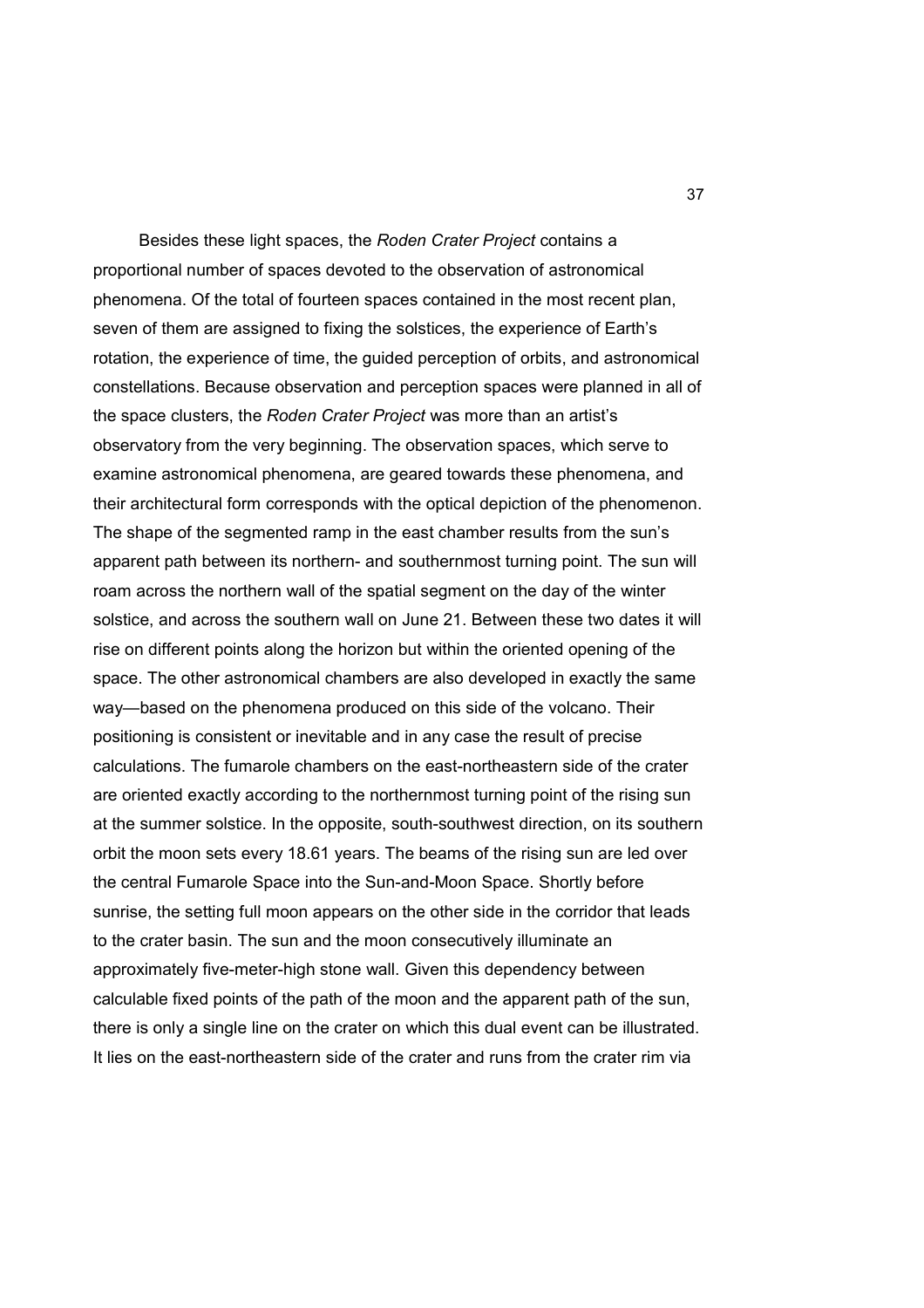Besides these light spaces, the *Roden Crater Project* contains a proportional number of spaces devoted to the observation of astronomical phenomena. Of the total of fourteen spaces contained in the most recent plan, seven of them are assigned to fixing the solstices, the experience of Earth's rotation, the experience of time, the guided perception of orbits, and astronomical constellations. Because observation and perception spaces were planned in all of the space clusters, the *Roden Crater Project* was more than an artist's observatory from the very beginning. The observation spaces, which serve to examine astronomical phenomena, are geared towards these phenomena, and their architectural form corresponds with the optical depiction of the phenomenon. The shape of the segmented ramp in the east chamber results from the sun's apparent path between its northern- and southernmost turning point. The sun will roam across the northern wall of the spatial segment on the day of the winter solstice, and across the southern wall on June 21. Between these two dates it will rise on different points along the horizon but within the oriented opening of the space. The other astronomical chambers are also developed in exactly the same way—based on the phenomena produced on this side of the volcano. Their positioning is consistent or inevitable and in any case the result of precise calculations. The fumarole chambers on the east-northeastern side of the crater are oriented exactly according to the northernmost turning point of the rising sun at the summer solstice. In the opposite, south-southwest direction, on its southern orbit the moon sets every 18.61 years. The beams of the rising sun are led over the central Fumarole Space into the Sun-and-Moon Space. Shortly before sunrise, the setting full moon appears on the other side in the corridor that leads to the crater basin. The sun and the moon consecutively illuminate an approximately five-meter-high stone wall. Given this dependency between calculable fixed points of the path of the moon and the apparent path of the sun, there is only a single line on the crater on which this dual event can be illustrated. It lies on the east-northeastern side of the crater and runs from the crater rim via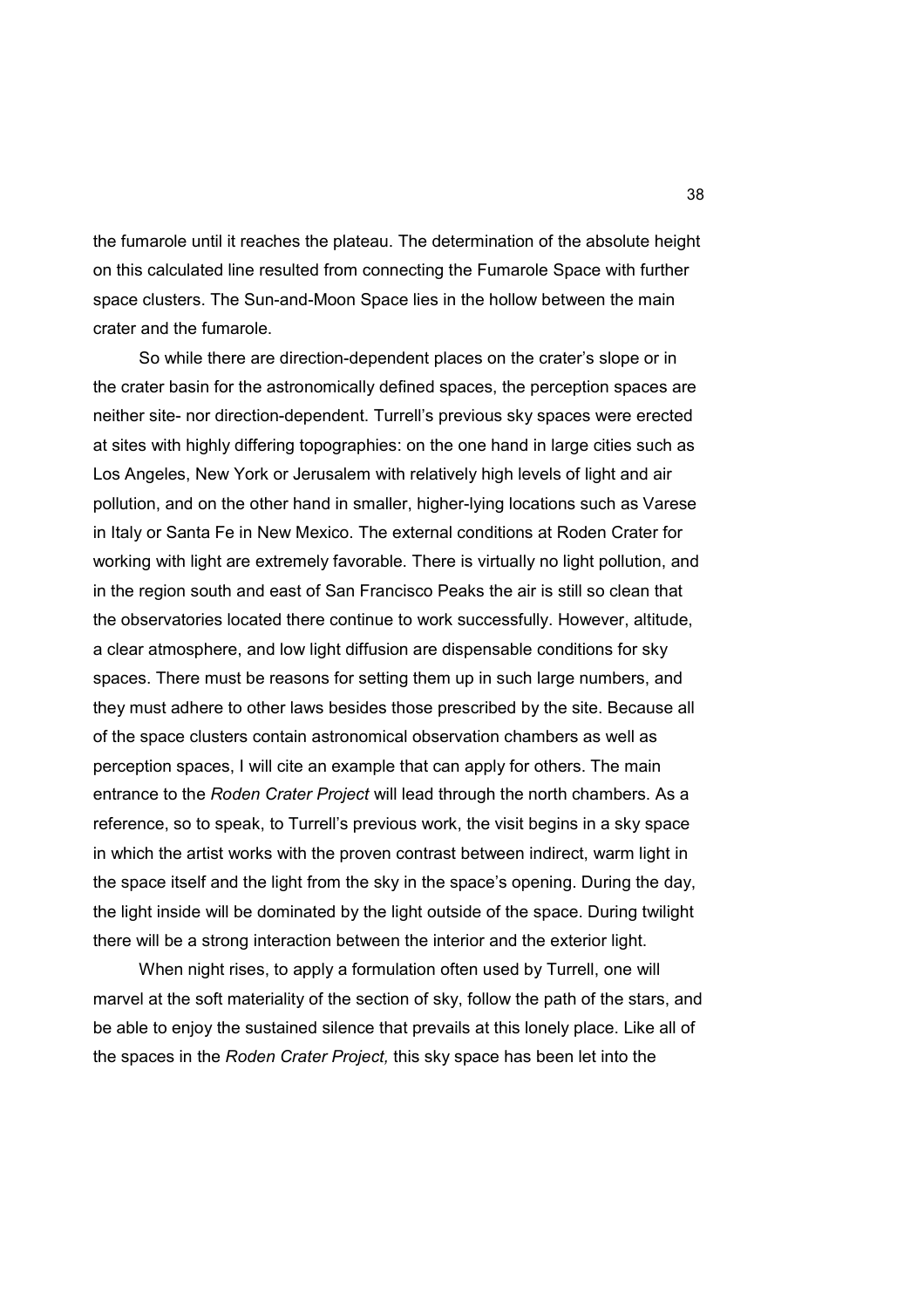the fumarole until it reaches the plateau. The determination of the absolute height on this calculated line resulted from connecting the Fumarole Space with further space clusters. The Sun-and-Moon Space lies in the hollow between the main crater and the fumarole.

So while there are direction-dependent places on the crater's slope or in the crater basin for the astronomically defined spaces, the perception spaces are neither site- nor direction-dependent. Turrell's previous sky spaces were erected at sites with highly differing topographies: on the one hand in large cities such as Los Angeles, New York or Jerusalem with relatively high levels of light and air pollution, and on the other hand in smaller, higher-lying locations such as Varese in Italy or Santa Fe in New Mexico. The external conditions at Roden Crater for working with light are extremely favorable. There is virtually no light pollution, and in the region south and east of San Francisco Peaks the air is still so clean that the observatories located there continue to work successfully. However, altitude, a clear atmosphere, and low light diffusion are dispensable conditions for sky spaces. There must be reasons for setting them up in such large numbers, and they must adhere to other laws besides those prescribed by the site. Because all of the space clusters contain astronomical observation chambers as well as perception spaces, I will cite an example that can apply for others. The main entrance to the *Roden Crater Project* will lead through the north chambers. As a reference, so to speak, to Turrell's previous work, the visit begins in a sky space in which the artist works with the proven contrast between indirect, warm light in the space itself and the light from the sky in the space's opening. During the day, the light inside will be dominated by the light outside of the space. During twilight there will be a strong interaction between the interior and the exterior light.

When night rises, to apply a formulation often used by Turrell, one will marvel at the soft materiality of the section of sky, follow the path of the stars, and be able to enjoy the sustained silence that prevails at this lonely place. Like all of the spaces in the *Roden Crater Project,* this sky space has been let into the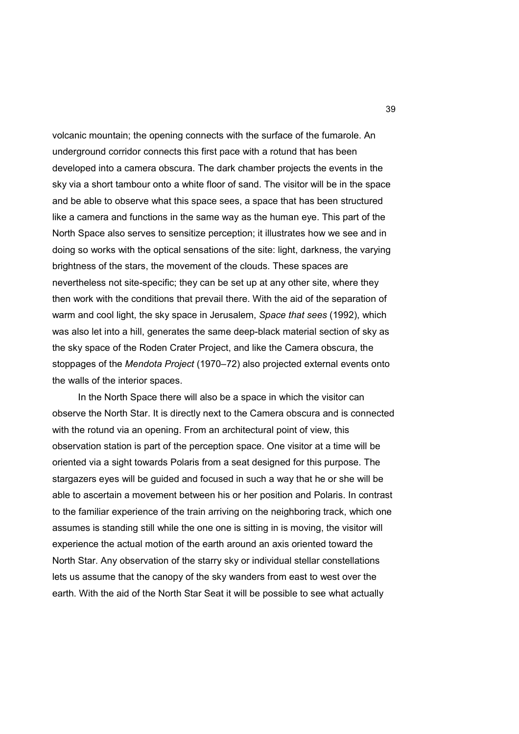volcanic mountain; the opening connects with the surface of the fumarole. An underground corridor connects this first pace with a rotund that has been developed into a camera obscura. The dark chamber projects the events in the sky via a short tambour onto a white floor of sand. The visitor will be in the space and be able to observe what this space sees, a space that has been structured like a camera and functions in the same way as the human eye. This part of the North Space also serves to sensitize perception; it illustrates how we see and in doing so works with the optical sensations of the site: light, darkness, the varying brightness of the stars, the movement of the clouds. These spaces are nevertheless not site-specific; they can be set up at any other site, where they then work with the conditions that prevail there. With the aid of the separation of warm and cool light, the sky space in Jerusalem, *Space that sees* (1992), which was also let into a hill, generates the same deep-black material section of sky as the sky space of the Roden Crater Project, and like the Camera obscura, the stoppages of the *Mendota Project* (1970–72) also projected external events onto the walls of the interior spaces.

In the North Space there will also be a space in which the visitor can observe the North Star. It is directly next to the Camera obscura and is connected with the rotund via an opening. From an architectural point of view, this observation station is part of the perception space. One visitor at a time will be oriented via a sight towards Polaris from a seat designed for this purpose. The stargazers eyes will be guided and focused in such a way that he or she will be able to ascertain a movement between his or her position and Polaris. In contrast to the familiar experience of the train arriving on the neighboring track, which one assumes is standing still while the one one is sitting in is moving, the visitor will experience the actual motion of the earth around an axis oriented toward the North Star. Any observation of the starry sky or individual stellar constellations lets us assume that the canopy of the sky wanders from east to west over the earth. With the aid of the North Star Seat it will be possible to see what actually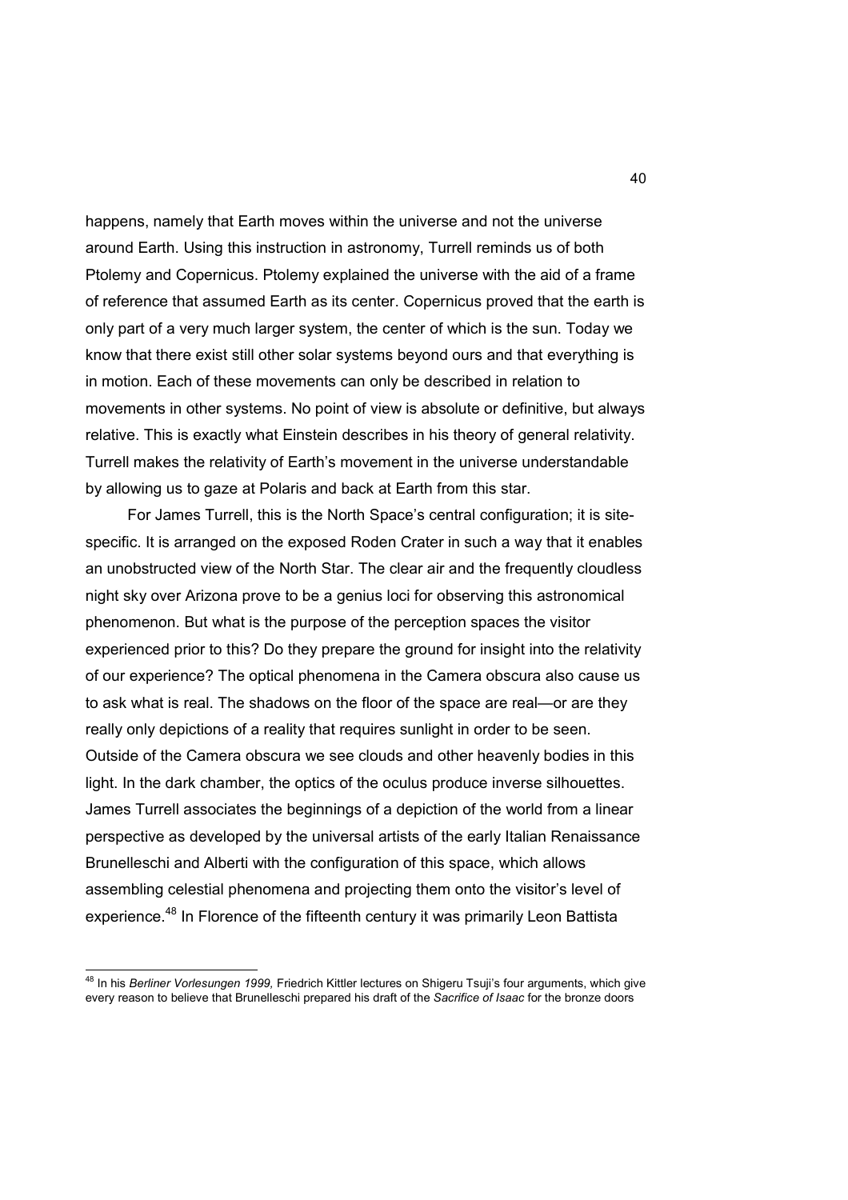happens, namely that Earth moves within the universe and not the universe around Earth. Using this instruction in astronomy, Turrell reminds us of both Ptolemy and Copernicus. Ptolemy explained the universe with the aid of a frame of reference that assumed Earth as its center. Copernicus proved that the earth is only part of a very much larger system, the center of which is the sun. Today we know that there exist still other solar systems beyond ours and that everything is in motion. Each of these movements can only be described in relation to movements in other systems. No point of view is absolute or definitive, but always relative. This is exactly what Einstein describes in his theory of general relativity. Turrell makes the relativity of Earth's movement in the universe understandable by allowing us to gaze at Polaris and back at Earth from this star.

For James Turrell, this is the North Space's central configuration; it is site-specific. It is arranged on the exposed Roden Crater in such a way that it enables an unobstructed view of the North Star. The clear air and the frequently cloudless night sky over Arizona prove to be a genius loci for observing this astronomical phenomenon. But what is the purpose of the perception spaces the visitor experienced prior to this? Do they prepare the ground for insight into the relativity of our experience? The optical phenomena in the Camera obscura also cause us to ask what is real. The shadows on the floor of the space are real—or are they really only depictions of a reality that requires sunlight in order to be seen. Outside of the Camera obscura we see clouds and other heavenly bodies in this light. In the dark chamber, the optics of the oculus produce inverse silhouettes. James Turrell associates the beginnings of a depiction of the world from a linear perspective as developed by the universal artists of the early Italian Renaissance Brunelleschi and Alberti with the configuration of this space, which allows assembling celestial phenomena and projecting them onto the visitor's level of experience.[48] In Florence of the fifteenth century it was primarily Leon Battista

[48] In his *Berliner Vorlesungen 1999,* Friedrich Kittler lectures on Shigeru Tsuji's four arguments, which give every reason to believe that Brunelleschi prepared his draft of the *Sacrifice of Isaac* for the bronze doors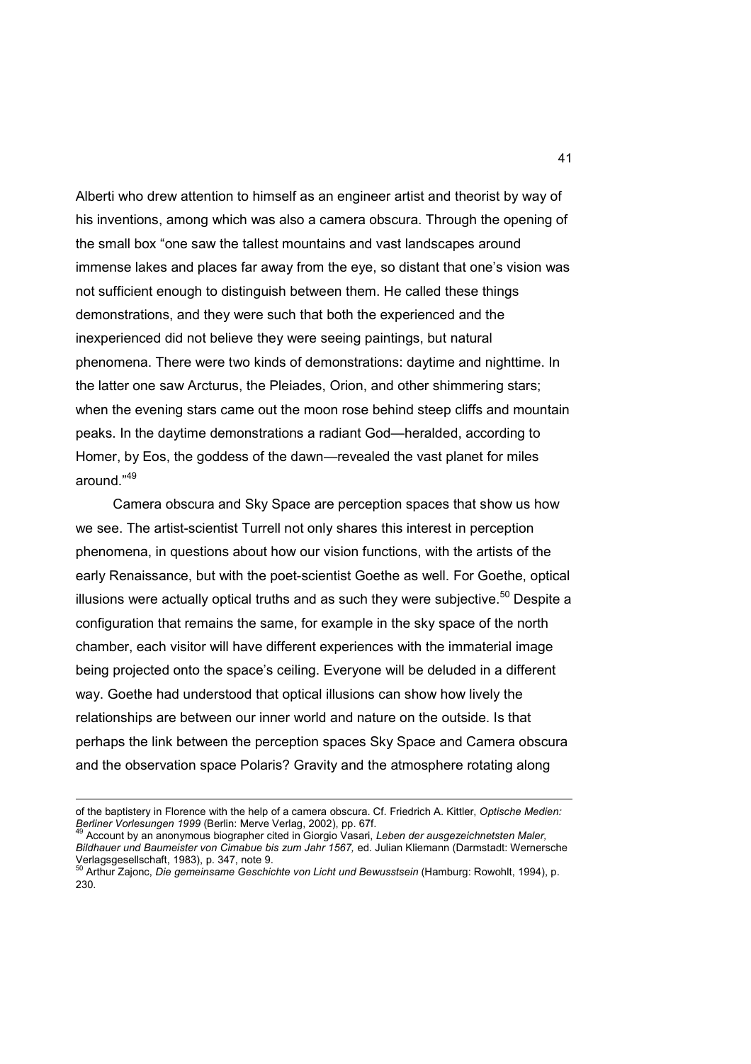Alberti who drew attention to himself as an engineer artist and theorist by way of his inventions, among which was also a camera obscura. Through the opening of the small box "one saw the tallest mountains and vast landscapes around immense lakes and places far away from the eye, so distant that one's vision was not sufficient enough to distinguish between them. He called these things demonstrations, and they were such that both the experienced and the inexperienced did not believe they were seeing paintings, but natural phenomena. There were two kinds of demonstrations: daytime and nighttime. In the latter one saw Arcturus, the Pleiades, Orion, and other shimmering stars; when the evening stars came out the moon rose behind steep cliffs and mountain peaks. In the daytime demonstrations a radiant God—heralded, according to Homer, by Eos, the goddess of the dawn—revealed the vast planet for miles around."[49]

Camera obscura and Sky Space are perception spaces that show us how we see. The artist-scientist Turrell not only shares this interest in perception phenomena, in questions about how our vision functions, with the artists of the early Renaissance, but with the poet-scientist Goethe as well. For Goethe, optical illusions were actually optical truths and as such they were subjective.[50] Despite a configuration that remains the same, for example in the sky space of the north chamber, each visitor will have different experiences with the immaterial image being projected onto the space's ceiling. Everyone will be deluded in a different way. Goethe had understood that optical illusions can show how lively the relationships are between our inner world and nature on the outside. Is that perhaps the link between the perception spaces Sky Space and Camera obscura and the observation space Polaris? Gravity and the atmosphere rotating along

---

of the baptistery in Florence with the help of a camera obscura. Cf. Friedrich A. Kittler, *Optische Medien: Berliner Vorlesungen 1999* (Berlin: Merve Verlag, 2002), pp. 67f.

[49] Account by an anonymous biographer cited in Giorgio Vasari, *Leben der ausgezeichnetsten Maler, Bildhauer und Baumeister von Cimabue bis zum Jahr 1567,* ed. Julian Kliemann (Darmstadt: Wernersche Verlagsgesellschaft, 1983), p. 347, note 9.

[50] Arthur Zajonc, *Die gemeinsame Geschichte von Licht und Bewusstsein* (Hamburg: Rowohlt, 1994), p. 230.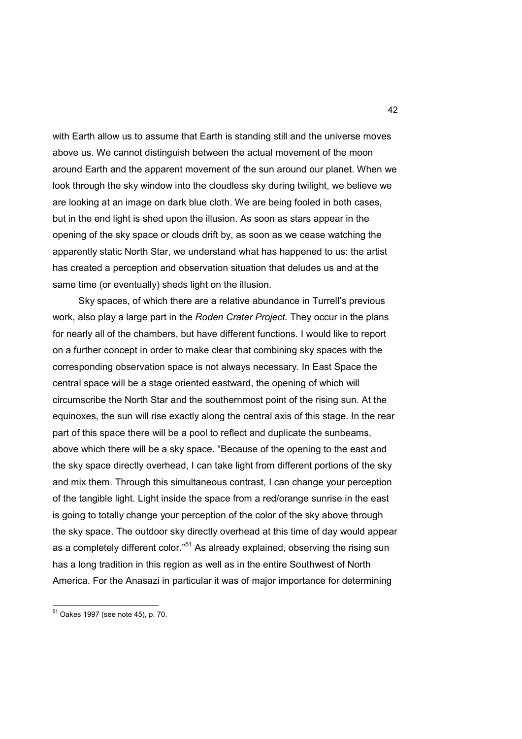with Earth allow us to assume that Earth is standing still and the universe moves above us. We cannot distinguish between the actual movement of the moon around Earth and the apparent movement of the sun around our planet. When we look through the sky window into the cloudless sky during twilight, we believe we are looking at an image on dark blue cloth. We are being fooled in both cases, but in the end light is shed upon the illusion. As soon as stars appear in the opening of the sky space or clouds drift by, as soon as we cease watching the apparently static North Star, we understand what has happened to us: the artist has created a perception and observation situation that deludes us and at the same time (or eventually) sheds light on the illusion.

Sky spaces, of which there are a relative abundance in Turrell's previous work, also play a large part in the *Roden Crater Project.* They occur in the plans for nearly all of the chambers, but have different functions. I would like to report on a further concept in order to make clear that combining sky spaces with the corresponding observation space is not always necessary. In East Space the central space will be a stage oriented eastward, the opening of which will circumscribe the North Star and the southernmost point of the rising sun. At the equinoxes, the sun will rise exactly along the central axis of this stage. In the rear part of this space there will be a pool to reflect and duplicate the sunbeams, above which there will be a sky space. "Because of the opening to the east and the sky space directly overhead, I can take light from different portions of the sky and mix them. Through this simultaneous contrast, I can change your perception of the tangible light. Light inside the space from a red/orange sunrise in the east is going to totally change your perception of the color of the sky above through the sky space. The outdoor sky directly overhead at this time of day would appear as a completely different color."[51] As already explained, observing the rising sun has a long tradition in this region as well as in the entire Southwest of North America. For the Anasazi in particular it was of major importance for determining

---

[51] Oakes 1997 (see note 45), p. 70.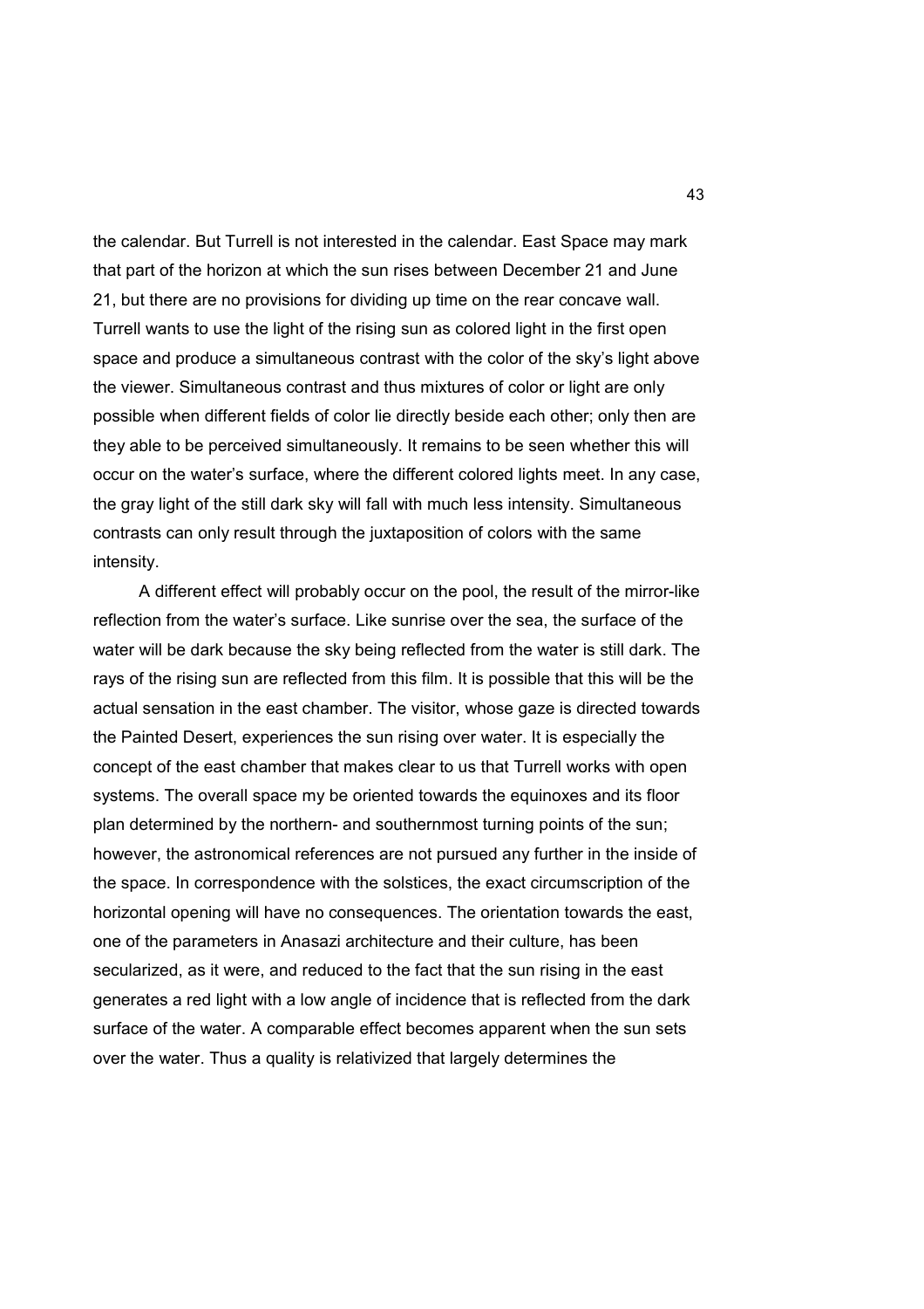the calendar. But Turrell is not interested in the calendar. East Space may mark that part of the horizon at which the sun rises between December 21 and June 21, but there are no provisions for dividing up time on the rear concave wall. Turrell wants to use the light of the rising sun as colored light in the first open space and produce a simultaneous contrast with the color of the sky's light above the viewer. Simultaneous contrast and thus mixtures of color or light are only possible when different fields of color lie directly beside each other; only then are they able to be perceived simultaneously. It remains to be seen whether this will occur on the water's surface, where the different colored lights meet. In any case, the gray light of the still dark sky will fall with much less intensity. Simultaneous contrasts can only result through the juxtaposition of colors with the same intensity.

A different effect will probably occur on the pool, the result of the mirror-like reflection from the water's surface. Like sunrise over the sea, the surface of the water will be dark because the sky being reflected from the water is still dark. The rays of the rising sun are reflected from this film. It is possible that this will be the actual sensation in the east chamber. The visitor, whose gaze is directed towards the Painted Desert, experiences the sun rising over water. It is especially the concept of the east chamber that makes clear to us that Turrell works with open systems. The overall space my be oriented towards the equinoxes and its floor plan determined by the northern- and southernmost turning points of the sun; however, the astronomical references are not pursued any further in the inside of the space. In correspondence with the solstices, the exact circumscription of the horizontal opening will have no consequences. The orientation towards the east, one of the parameters in Anasazi architecture and their culture, has been secularized, as it were, and reduced to the fact that the sun rising in the east generates a red light with a low angle of incidence that is reflected from the dark surface of the water. A comparable effect becomes apparent when the sun sets over the water. Thus a quality is relativized that largely determines the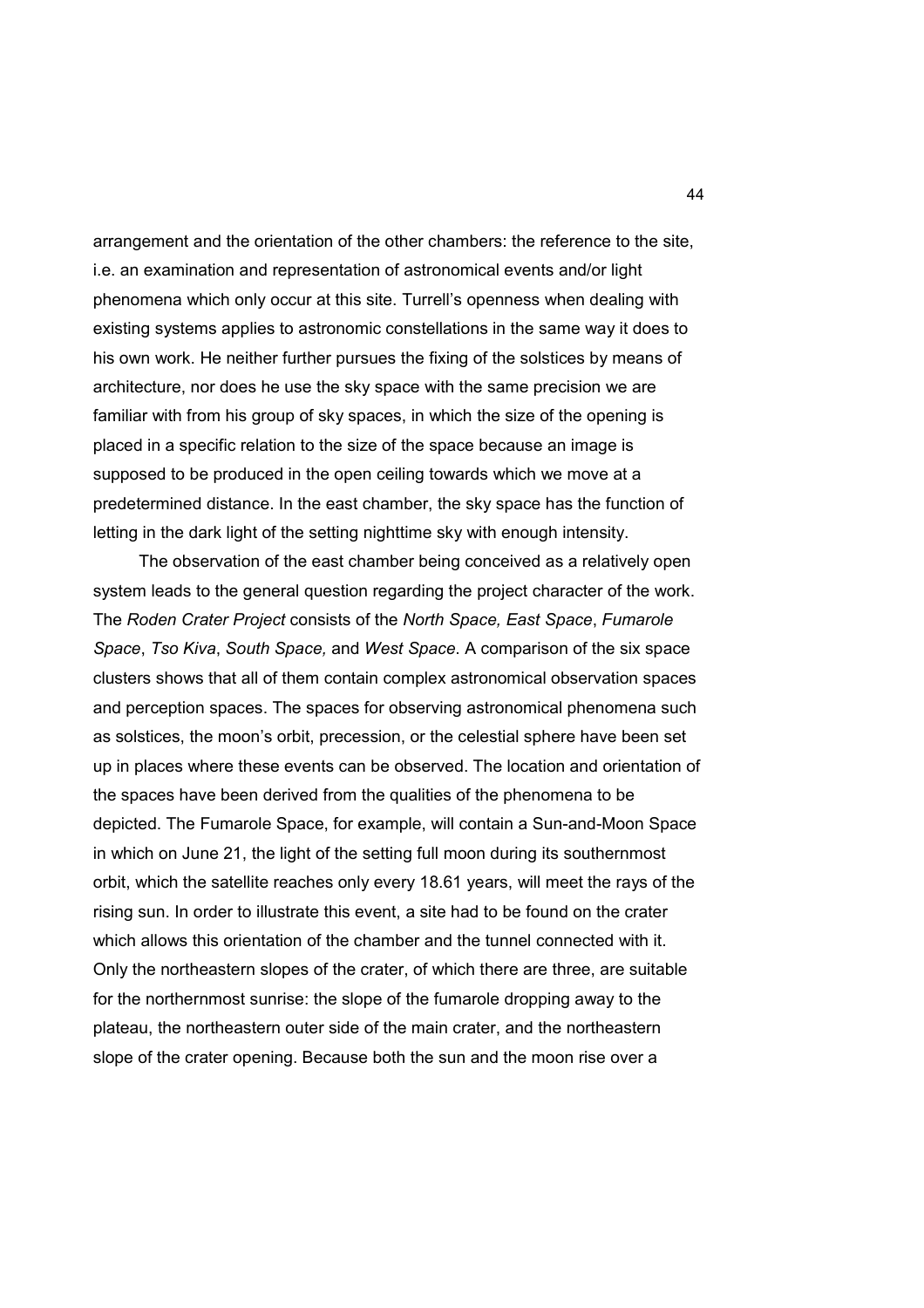arrangement and the orientation of the other chambers: the reference to the site, i.e. an examination and representation of astronomical events and/or light phenomena which only occur at this site. Turrell's openness when dealing with existing systems applies to astronomic constellations in the same way it does to his own work. He neither further pursues the fixing of the solstices by means of architecture, nor does he use the sky space with the same precision we are familiar with from his group of sky spaces, in which the size of the opening is placed in a specific relation to the size of the space because an image is supposed to be produced in the open ceiling towards which we move at a predetermined distance. In the east chamber, the sky space has the function of letting in the dark light of the setting nighttime sky with enough intensity.

The observation of the east chamber being conceived as a relatively open system leads to the general question regarding the project character of the work. The *Roden Crater Project* consists of the *North Space, East Space*, *Fumarole Space*, *Tso Kiva*, *South Space,* and *West Space*. A comparison of the six space clusters shows that all of them contain complex astronomical observation spaces and perception spaces. The spaces for observing astronomical phenomena such as solstices, the moon's orbit, precession, or the celestial sphere have been set up in places where these events can be observed. The location and orientation of the spaces have been derived from the qualities of the phenomena to be depicted. The Fumarole Space, for example, will contain a Sun-and-Moon Space in which on June 21, the light of the setting full moon during its southernmost orbit, which the satellite reaches only every 18.61 years, will meet the rays of the rising sun. In order to illustrate this event, a site had to be found on the crater which allows this orientation of the chamber and the tunnel connected with it. Only the northeastern slopes of the crater, of which there are three, are suitable for the northernmost sunrise: the slope of the fumarole dropping away to the plateau, the northeastern outer side of the main crater, and the northeastern slope of the crater opening. Because both the sun and the moon rise over a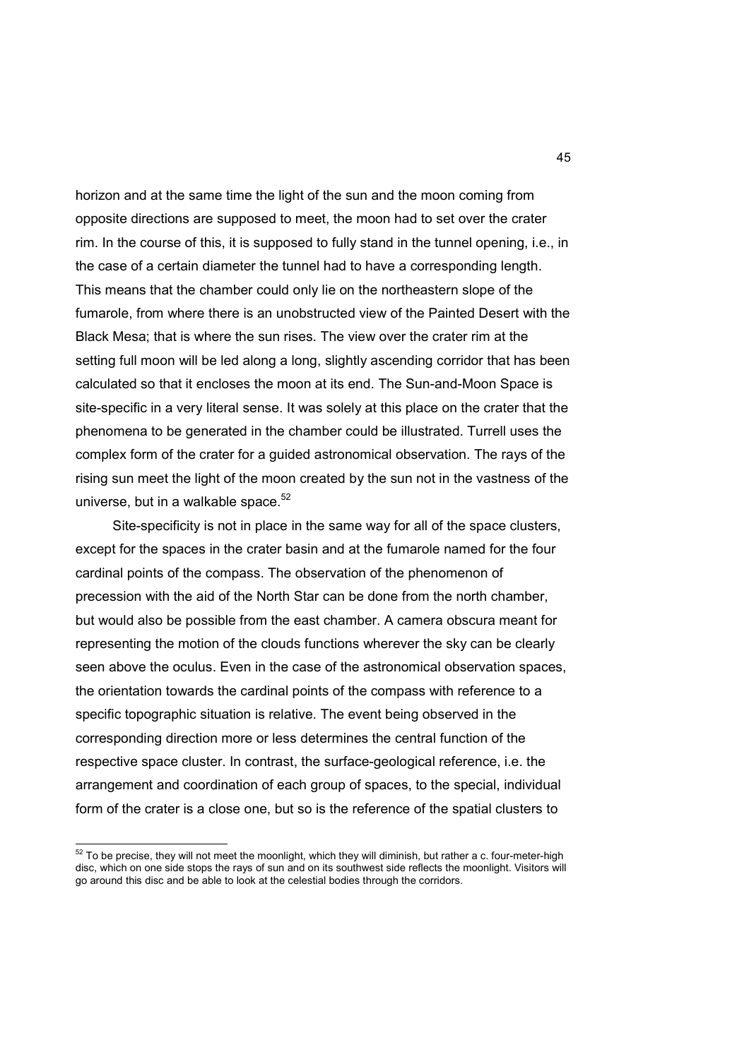horizon and at the same time the light of the sun and the moon coming from opposite directions are supposed to meet, the moon had to set over the crater rim. In the course of this, it is supposed to fully stand in the tunnel opening, i.e., in the case of a certain diameter the tunnel had to have a corresponding length. This means that the chamber could only lie on the northeastern slope of the fumarole, from where there is an unobstructed view of the Painted Desert with the Black Mesa; that is where the sun rises. The view over the crater rim at the setting full moon will be led along a long, slightly ascending corridor that has been calculated so that it encloses the moon at its end. The Sun-and-Moon Space is site-specific in a very literal sense. It was solely at this place on the crater that the phenomena to be generated in the chamber could be illustrated. Turrell uses the complex form of the crater for a guided astronomical observation. The rays of the rising sun meet the light of the moon created by the sun not in the vastness of the universe, but in a walkable space.[52]

Site-specificity is not in place in the same way for all of the space clusters, except for the spaces in the crater basin and at the fumarole named for the four cardinal points of the compass. The observation of the phenomenon of precession with the aid of the North Star can be done from the north chamber, but would also be possible from the east chamber. A camera obscura meant for representing the motion of the clouds functions wherever the sky can be clearly seen above the oculus. Even in the case of the astronomical observation spaces, the orientation towards the cardinal points of the compass with reference to a specific topographic situation is relative. The event being observed in the corresponding direction more or less determines the central function of the respective space cluster. In contrast, the surface-geological reference, i.e. the arrangement and coordination of each group of spaces, to the special, individual form of the crater is a close one, but so is the reference of the spatial clusters to

---

[52] To be precise, they will not meet the moonlight, which they will diminish, but rather a c. four-meter-high disc, which on one side stops the rays of sun and on its southwest side reflects the moonlight. Visitors will go around this disc and be able to look at the celestial bodies through the corridors.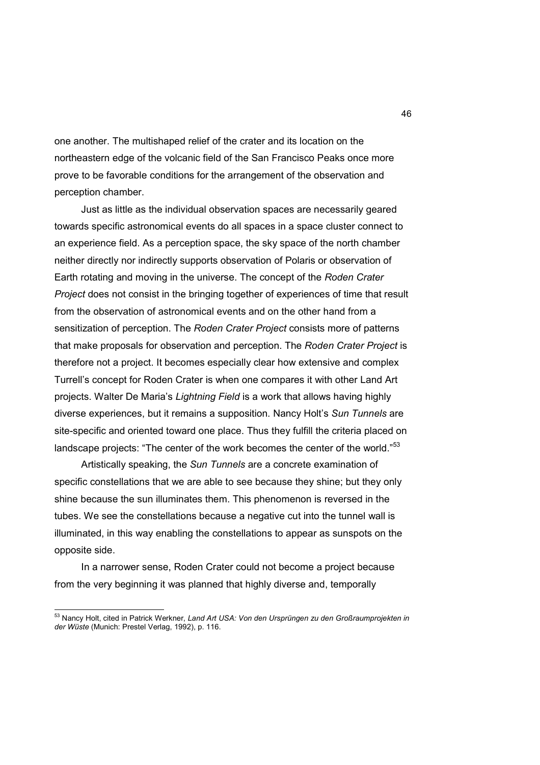one another. The multishaped relief of the crater and its location on the northeastern edge of the volcanic field of the San Francisco Peaks once more prove to be favorable conditions for the arrangement of the observation and perception chamber.

Just as little as the individual observation spaces are necessarily geared towards specific astronomical events do all spaces in a space cluster connect to an experience field. As a perception space, the sky space of the north chamber neither directly nor indirectly supports observation of Polaris or observation of Earth rotating and moving in the universe. The concept of the *Roden Crater Project* does not consist in the bringing together of experiences of time that result from the observation of astronomical events and on the other hand from a sensitization of perception. The *Roden Crater Project* consists more of patterns that make proposals for observation and perception. The *Roden Crater Project* is therefore not a project. It becomes especially clear how extensive and complex Turrell's concept for Roden Crater is when one compares it with other Land Art projects. Walter De Maria's *Lightning Field* is a work that allows having highly diverse experiences, but it remains a supposition. Nancy Holt's *Sun Tunnels* are site-specific and oriented toward one place. Thus they fulfill the criteria placed on landscape projects: "The center of the work becomes the center of the world."[53]

Artistically speaking, the *Sun Tunnels* are a concrete examination of specific constellations that we are able to see because they shine; but they only shine because the sun illuminates them. This phenomenon is reversed in the tubes. We see the constellations because a negative cut into the tunnel wall is illuminated, in this way enabling the constellations to appear as sunspots on the opposite side.

In a narrower sense, Roden Crater could not become a project because from the very beginning it was planned that highly diverse and, temporally

---

[53] Nancy Holt, cited in Patrick Werkner, *Land Art USA: Von den Ursprüngen zu den Großraumprojekten in der Wüste* (Munich: Prestel Verlag, 1992), p. 116.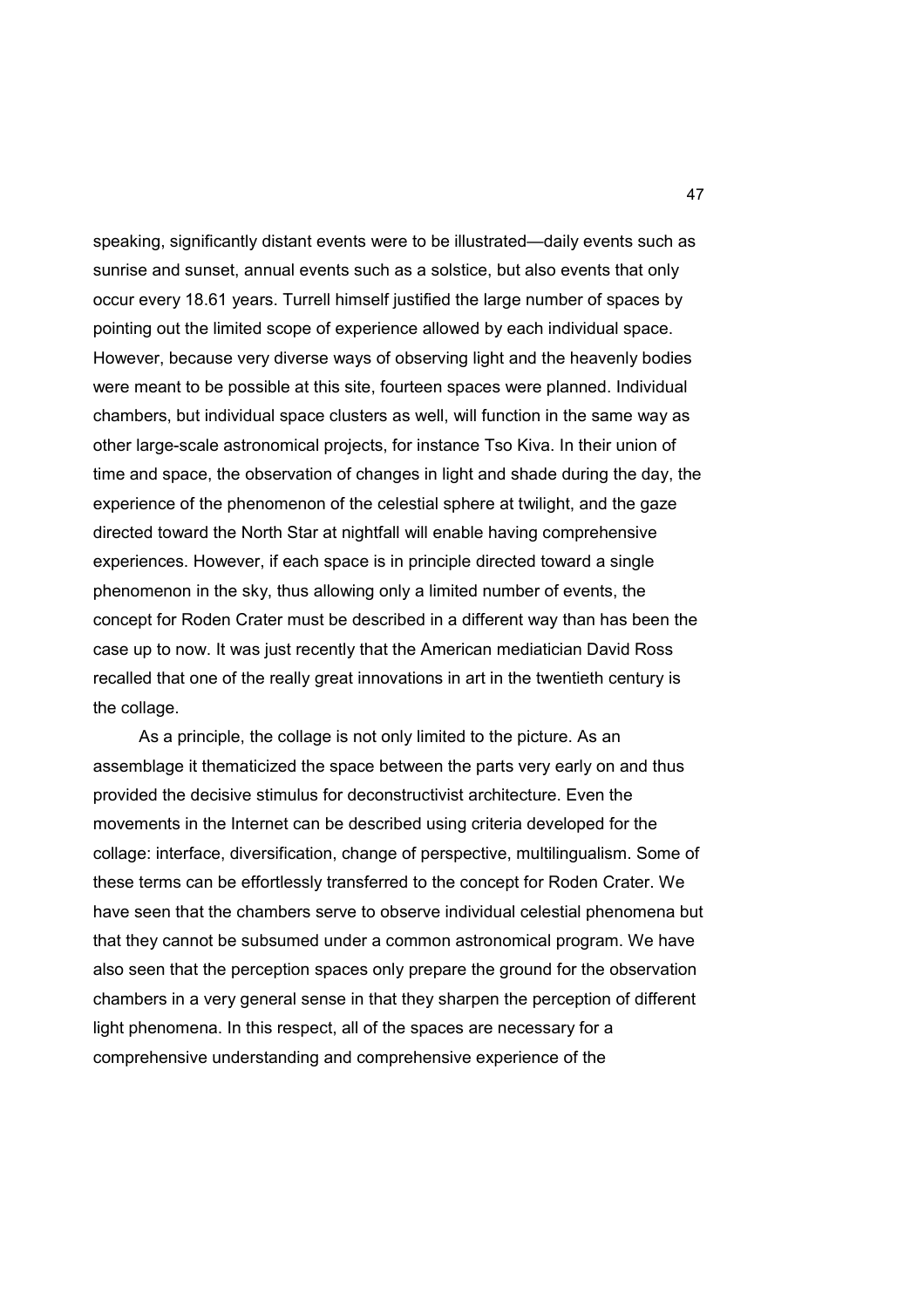speaking, significantly distant events were to be illustrated—daily events such as sunrise and sunset, annual events such as a solstice, but also events that only occur every 18.61 years. Turrell himself justified the large number of spaces by pointing out the limited scope of experience allowed by each individual space. However, because very diverse ways of observing light and the heavenly bodies were meant to be possible at this site, fourteen spaces were planned. Individual chambers, but individual space clusters as well, will function in the same way as other large-scale astronomical projects, for instance Tso Kiva. In their union of time and space, the observation of changes in light and shade during the day, the experience of the phenomenon of the celestial sphere at twilight, and the gaze directed toward the North Star at nightfall will enable having comprehensive experiences. However, if each space is in principle directed toward a single phenomenon in the sky, thus allowing only a limited number of events, the concept for Roden Crater must be described in a different way than has been the case up to now. It was just recently that the American mediatician David Ross recalled that one of the really great innovations in art in the twentieth century is the collage.

As a principle, the collage is not only limited to the picture. As an assemblage it thematicized the space between the parts very early on and thus provided the decisive stimulus for deconstructivist architecture. Even the movements in the Internet can be described using criteria developed for the collage: interface, diversification, change of perspective, multilingualism. Some of these terms can be effortlessly transferred to the concept for Roden Crater. We have seen that the chambers serve to observe individual celestial phenomena but that they cannot be subsumed under a common astronomical program. We have also seen that the perception spaces only prepare the ground for the observation chambers in a very general sense in that they sharpen the perception of different light phenomena. In this respect, all of the spaces are necessary for a comprehensive understanding and comprehensive experience of the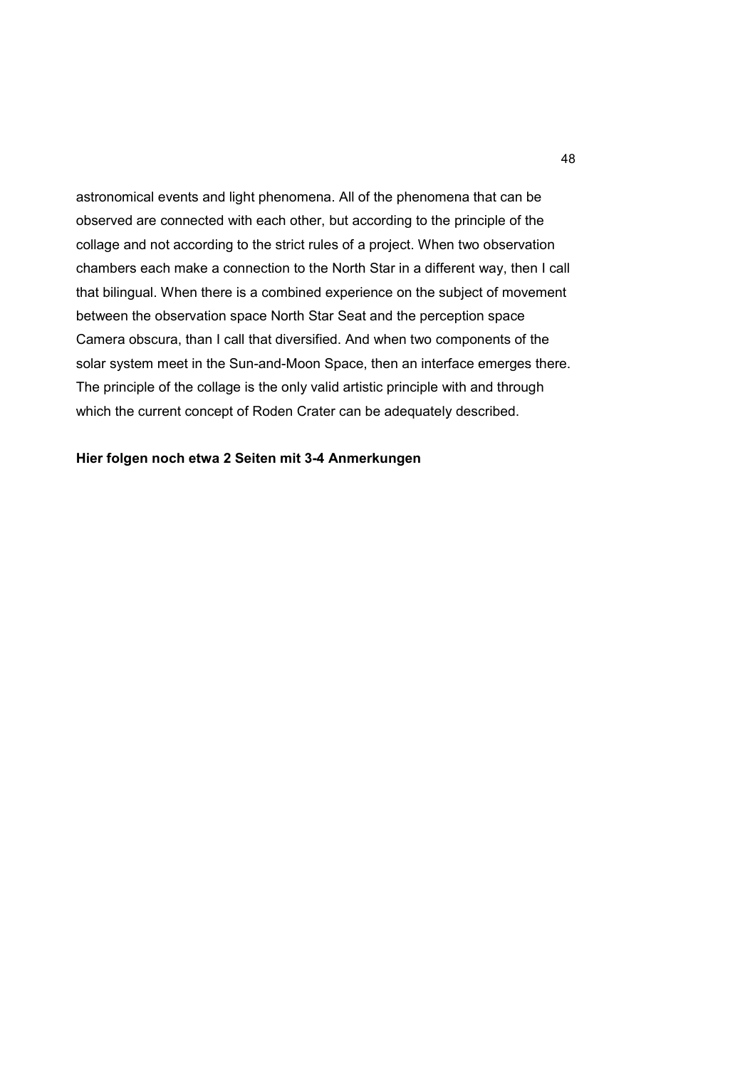astronomical events and light phenomena. All of the phenomena that can be observed are connected with each other, but according to the principle of the collage and not according to the strict rules of a project. When two observation chambers each make a connection to the North Star in a different way, then I call that bilingual. When there is a combined experience on the subject of movement between the observation space North Star Seat and the perception space Camera obscura, than I call that diversified. And when two components of the solar system meet in the Sun-and-Moon Space, then an interface emerges there. The principle of the collage is the only valid artistic principle with and through which the current concept of Roden Crater can be adequately described.

**Hier folgen noch etwa 2 Seiten mit 3-4 Anmerkungen**